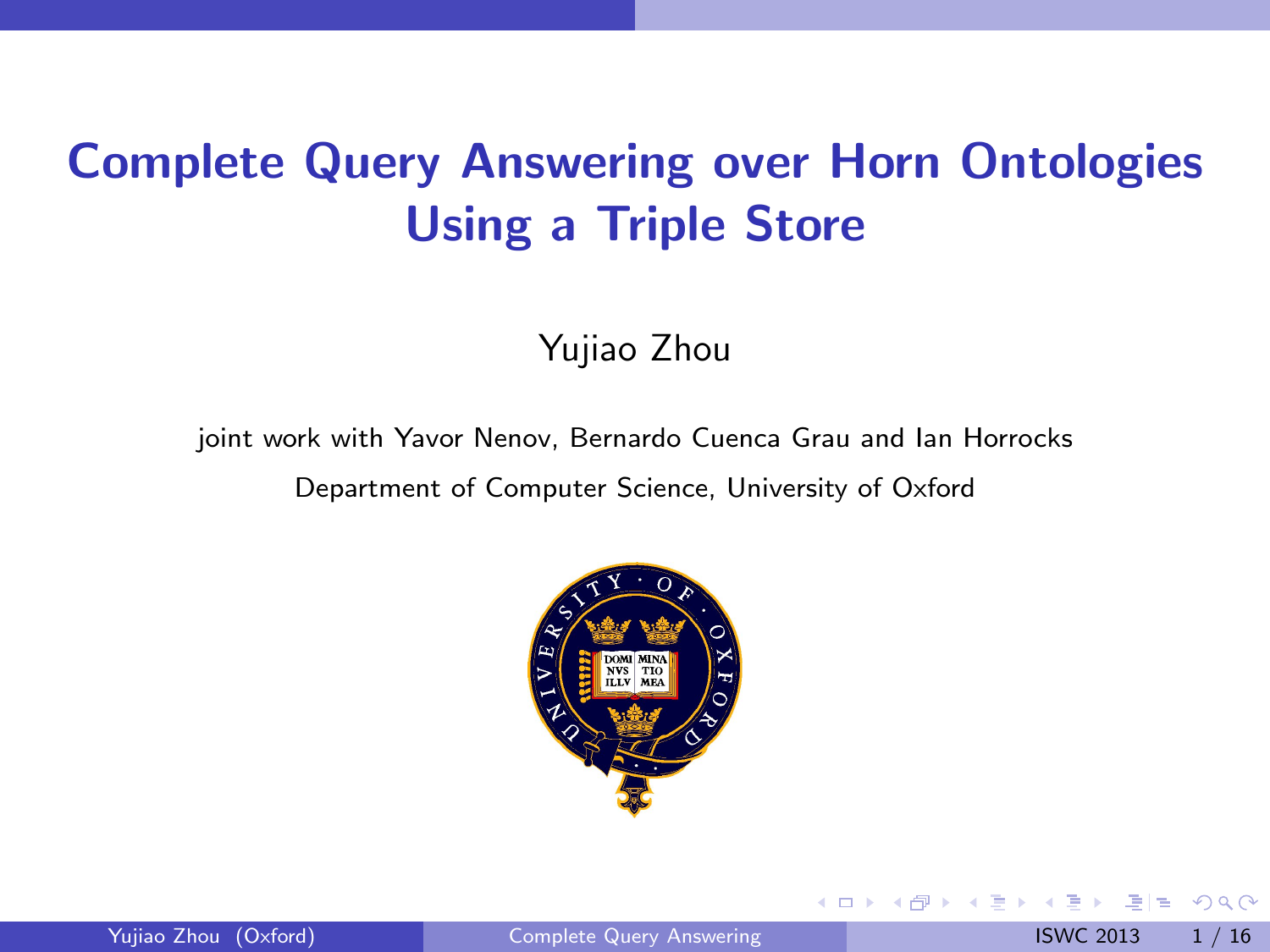# Complete Query Answering over Horn Ontologies Using a Triple Store

Yujiao Zhou

joint work with Yavor Nenov, Bernardo Cuenca Grau and Ian Horrocks

Department of Computer Science, University of Oxford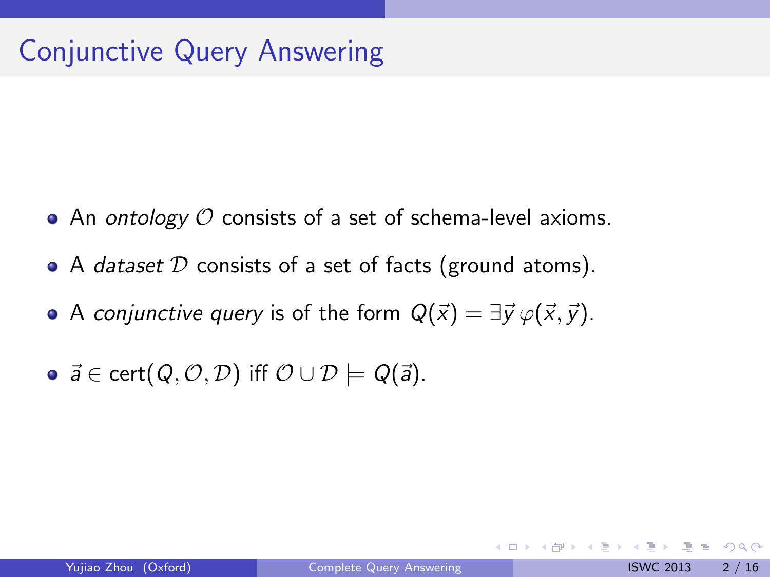# Conjunctive Query Answering

- An *ontology* $\mathcal{O}$ consists of a set of schema-level axioms.
- A *dataset* $\mathcal{D}$ consists of a set of facts (ground atoms).
- A *conjunctive query* is of the form $Q(\vec{x}) = \exists \vec{y}\, \varphi(\vec{x}, \vec{y})$.
- $\vec{a} \in \mathsf{cert}(Q, \mathcal{O}, \mathcal{D})$ iff $\mathcal{O} \cup \mathcal{D} \models Q(\vec{a})$.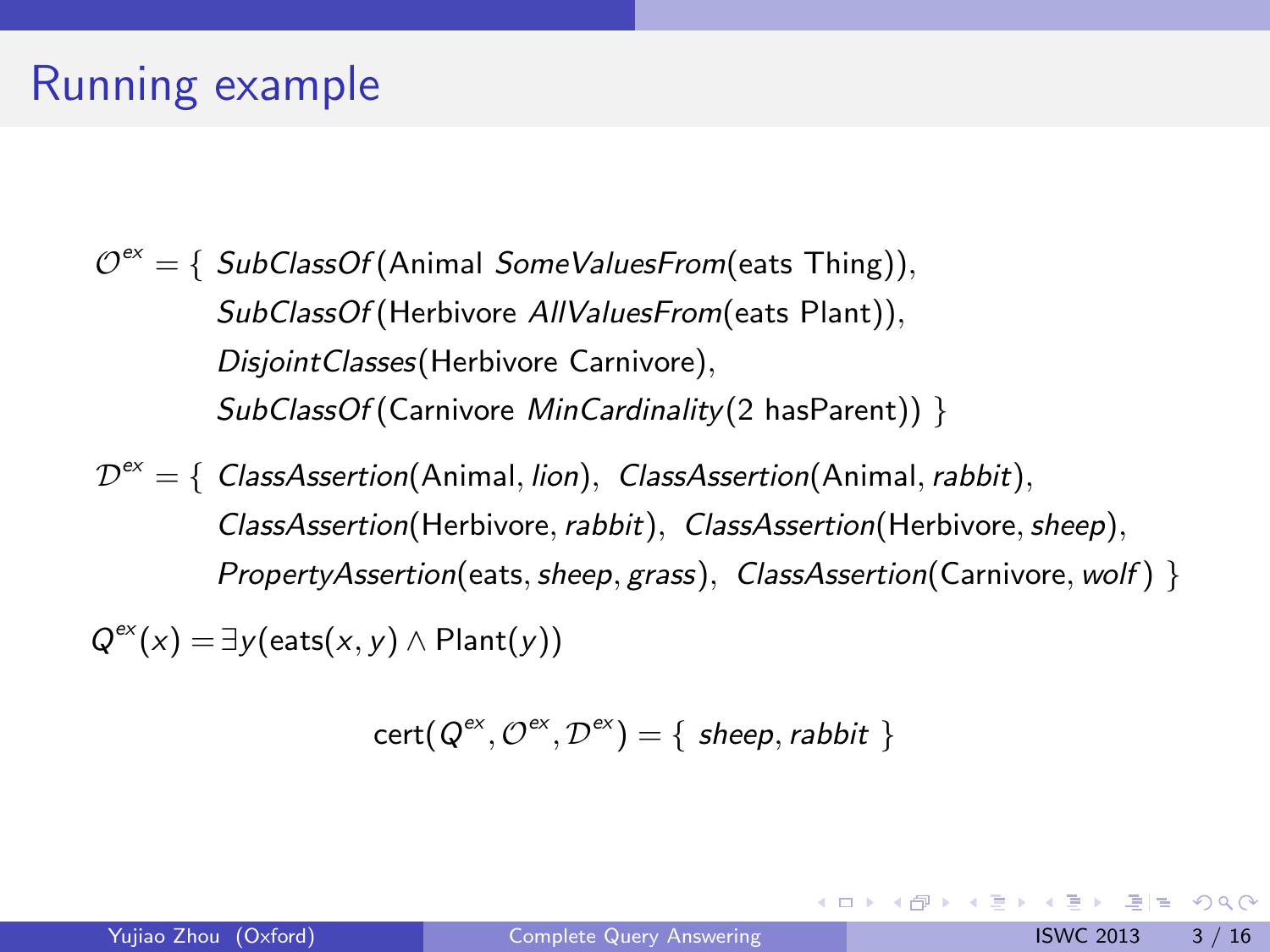# Running example

$$
\begin{aligned}
\mathcal{O}^{ex} = \{\ & \textit{SubClassOf}(\text{Animal } \textit{SomeValuesFrom}(\text{eats Thing})),\\
& \textit{SubClassOf}(\text{Herbivore } \textit{AllValuesFrom}(\text{eats Plant})),\\
& \textit{DisjointClasses}(\text{Herbivore Carnivore}),\\
& \textit{SubClassOf}(\text{Carnivore } \textit{MinCardinality}(2 \text{ hasParent}))\ \}
\end{aligned}
$$

$$
\begin{aligned}
\mathcal{D}^{ex} = \{\ & \textit{ClassAssertion}(\text{Animal}, \textit{lion}),\ \ \textit{ClassAssertion}(\text{Animal}, \textit{rabbit}),\\
& \textit{ClassAssertion}(\text{Herbivore}, \textit{rabbit}),\ \ \textit{ClassAssertion}(\text{Herbivore}, \textit{sheep}),\\
& \textit{PropertyAssertion}(\text{eats}, \textit{sheep}, \textit{grass}),\ \ \textit{ClassAssertion}(\text{Carnivore}, \textit{wolf})\ \}
\end{aligned}
$$

$$
Q^{ex}(x) = \exists y(\text{eats}(x, y) \wedge \text{Plant}(y))
$$

$$
\text{cert}(Q^{ex}, \mathcal{O}^{ex}, \mathcal{D}^{ex}) = \{\ \textit{sheep}, \textit{rabbit}\ \}
$$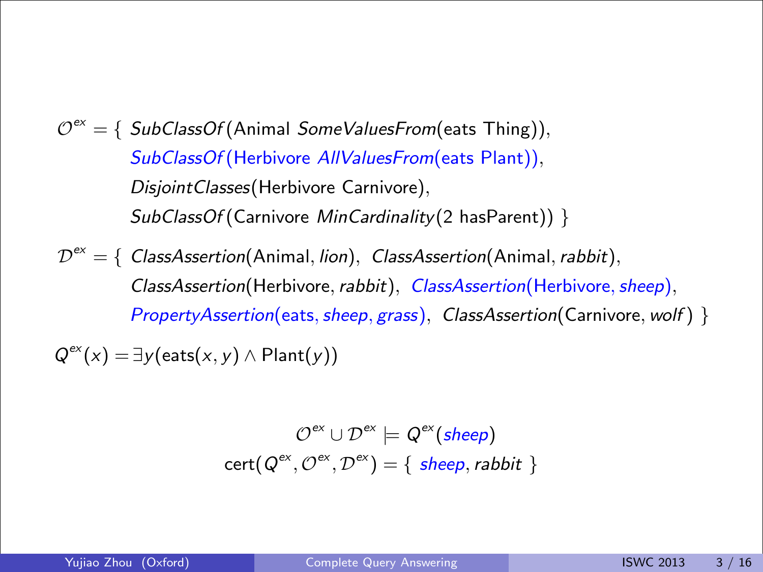$\mathcal{O}^{ex} = \{$ *SubClassOf*(Animal *SomeValuesFrom*(eats Thing)),
*SubClassOf*(Herbivore *AllValuesFrom*(eats Plant)),
*DisjointClasses*(Herbivore Carnivore),
*SubClassOf*(Carnivore *MinCardinality*(2 hasParent)) $\}$

$\mathcal{D}^{ex} = \{$ *ClassAssertion*(Animal, *lion*), *ClassAssertion*(Animal, *rabbit*),
*ClassAssertion*(Herbivore, *rabbit*), *ClassAssertion*(Herbivore, *sheep*),
*PropertyAssertion*(eats, *sheep*, *grass*), *ClassAssertion*(Carnivore, *wolf*) $\}$

$Q^{ex}(x) = \exists y(\text{eats}(x, y) \wedge \text{Plant}(y))$

$$\mathcal{O}^{ex} \cup \mathcal{D}^{ex} \models Q^{ex}(\textit{sheep})$$

$$\text{cert}(Q^{ex}, \mathcal{O}^{ex}, \mathcal{D}^{ex}) = \{ \textit{ sheep}, \textit{rabbit } \}$$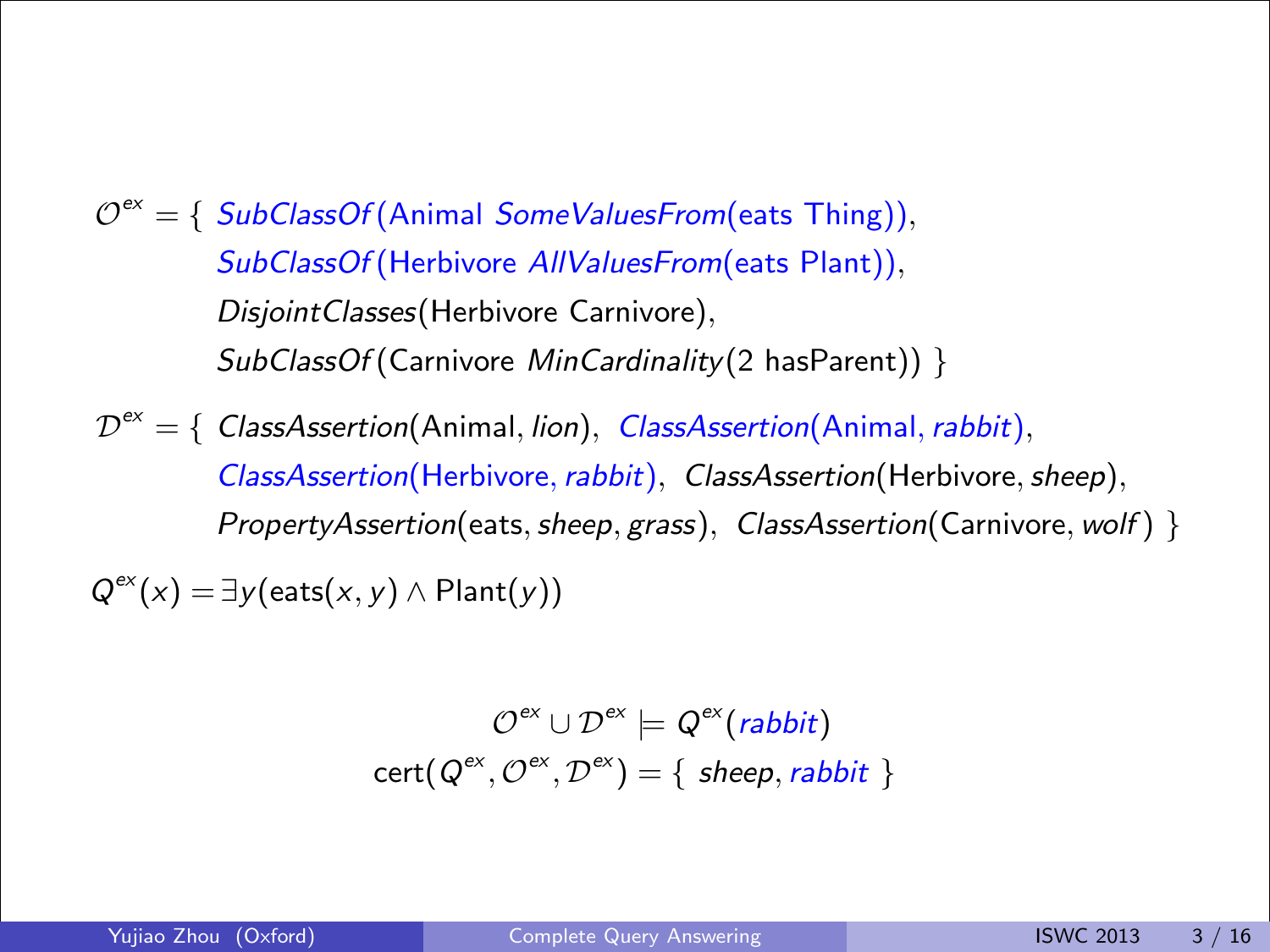$\mathcal{O}^{ex} = \{$ *SubClassOf*(Animal *SomeValuesFrom*(eats Thing)),
*SubClassOf*(Herbivore *AllValuesFrom*(eats Plant)),
*DisjointClasses*(Herbivore Carnivore),
*SubClassOf*(Carnivore *MinCardinality*(2 hasParent)) $\}$

$\mathcal{D}^{ex} = \{$ *ClassAssertion*(Animal, *lion*), *ClassAssertion*(Animal, *rabbit*),
*ClassAssertion*(Herbivore, *rabbit*), *ClassAssertion*(Herbivore, *sheep*),
*PropertyAssertion*(eats, *sheep*, *grass*), *ClassAssertion*(Carnivore, *wolf*) $\}$

$Q^{ex}(x) = \exists y(\text{eats}(x, y) \land \text{Plant}(y))$

$$\mathcal{O}^{ex} \cup \mathcal{D}^{ex} \models Q^{ex}(\textit{rabbit})$$

$$\text{cert}(Q^{ex}, \mathcal{O}^{ex}, \mathcal{D}^{ex}) = \{\ \textit{sheep}, \textit{rabbit}\ \}$$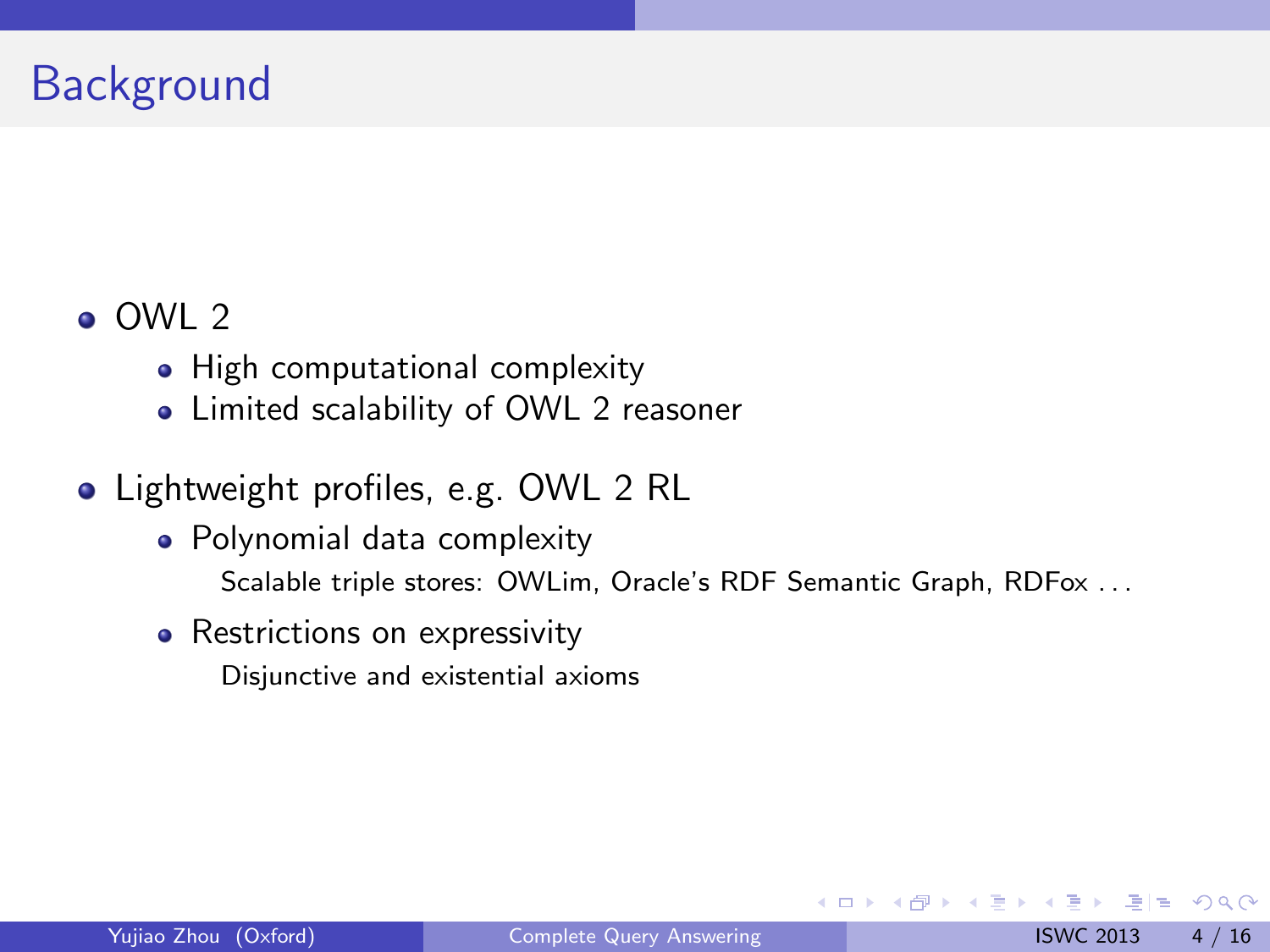# Background

- OWL 2
  - High computational complexity
  - Limited scalability of OWL 2 reasoner
- Lightweight profiles, e.g. OWL 2 RL
  - Polynomial data complexity

    Scalable triple stores: OWLim, Oracle's RDF Semantic Graph, RDFox ...
  - Restrictions on expressivity

    Disjunctive and existential axioms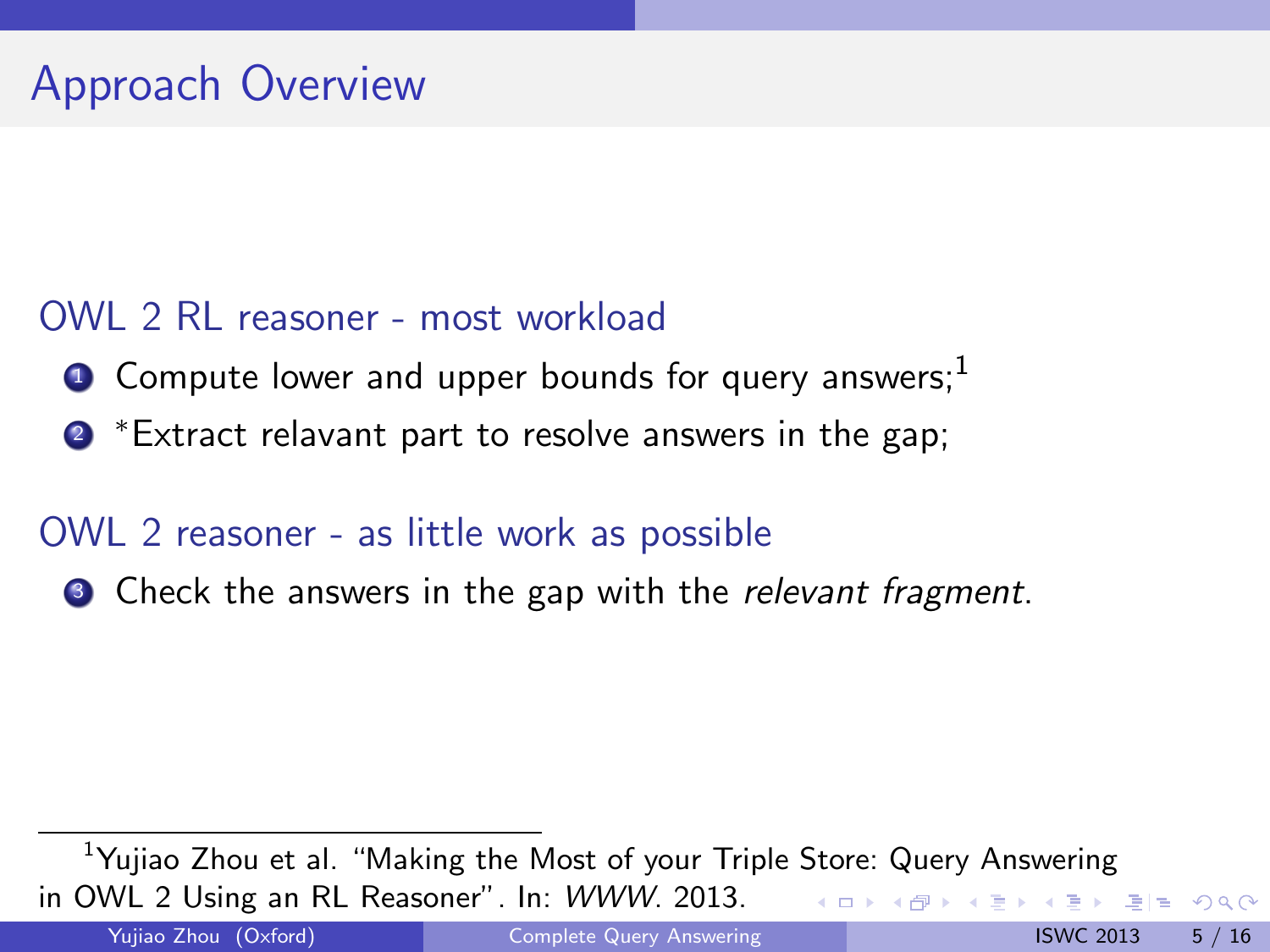# Approach Overview

OWL 2 RL reasoner - most workload

1. Compute lower and upper bounds for query answers;[1]
2. *Extract relavant part to resolve answers in the gap;

OWL 2 reasoner - as little work as possible

3. Check the answers in the gap with the *relevant fragment*.

[1] Yujiao Zhou et al. "Making the Most of your Triple Store: Query Answering in OWL 2 Using an RL Reasoner". In: *WWW*. 2013.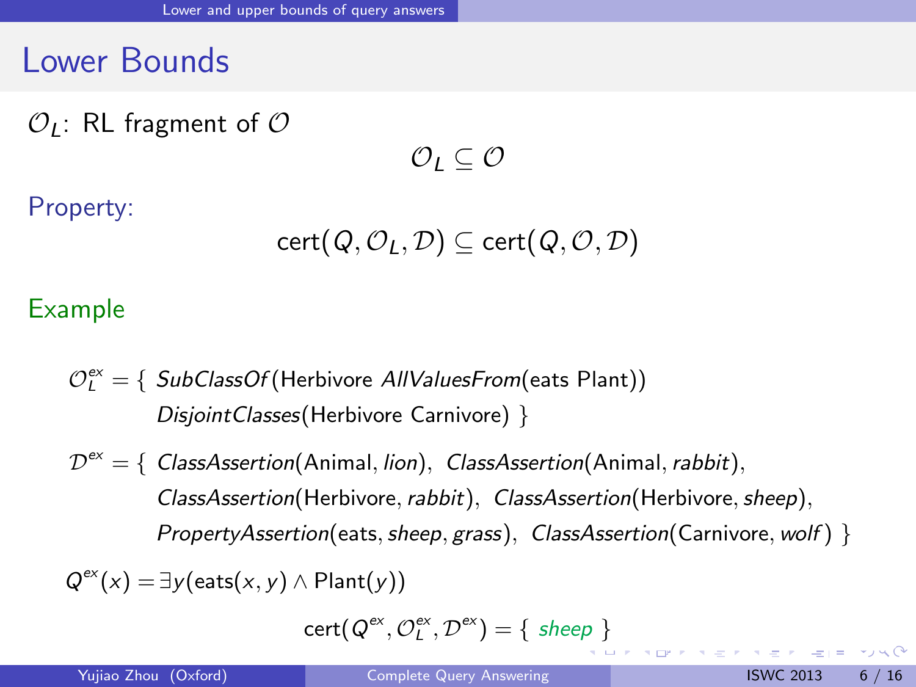# Lower Bounds

$\mathcal{O}_L$: RL fragment of $\mathcal{O}$

$$\mathcal{O}_L \subseteq \mathcal{O}$$

Property:

$$\text{cert}(Q, \mathcal{O}_L, \mathcal{D}) \subseteq \text{cert}(Q, \mathcal{O}, \mathcal{D})$$

Example

$\mathcal{O}_L^{ex} = \{$ *SubClassOf*(Herbivore *AllValuesFrom*(eats Plant))
*DisjointClasses*(Herbivore Carnivore) $\}$

$\mathcal{D}^{ex} = \{$ *ClassAssertion*(Animal, *lion*), *ClassAssertion*(Animal, *rabbit*),
*ClassAssertion*(Herbivore, *rabbit*), *ClassAssertion*(Herbivore, *sheep*),
*PropertyAssertion*(eats, *sheep*, *grass*), *ClassAssertion*(Carnivore, *wolf*) $\}$

$Q^{ex}(x) = \exists y(\text{eats}(x, y) \wedge \text{Plant}(y))$

$$\text{cert}(Q^{ex}, \mathcal{O}_L^{ex}, \mathcal{D}^{ex}) = \{ \textit{sheep} \}$$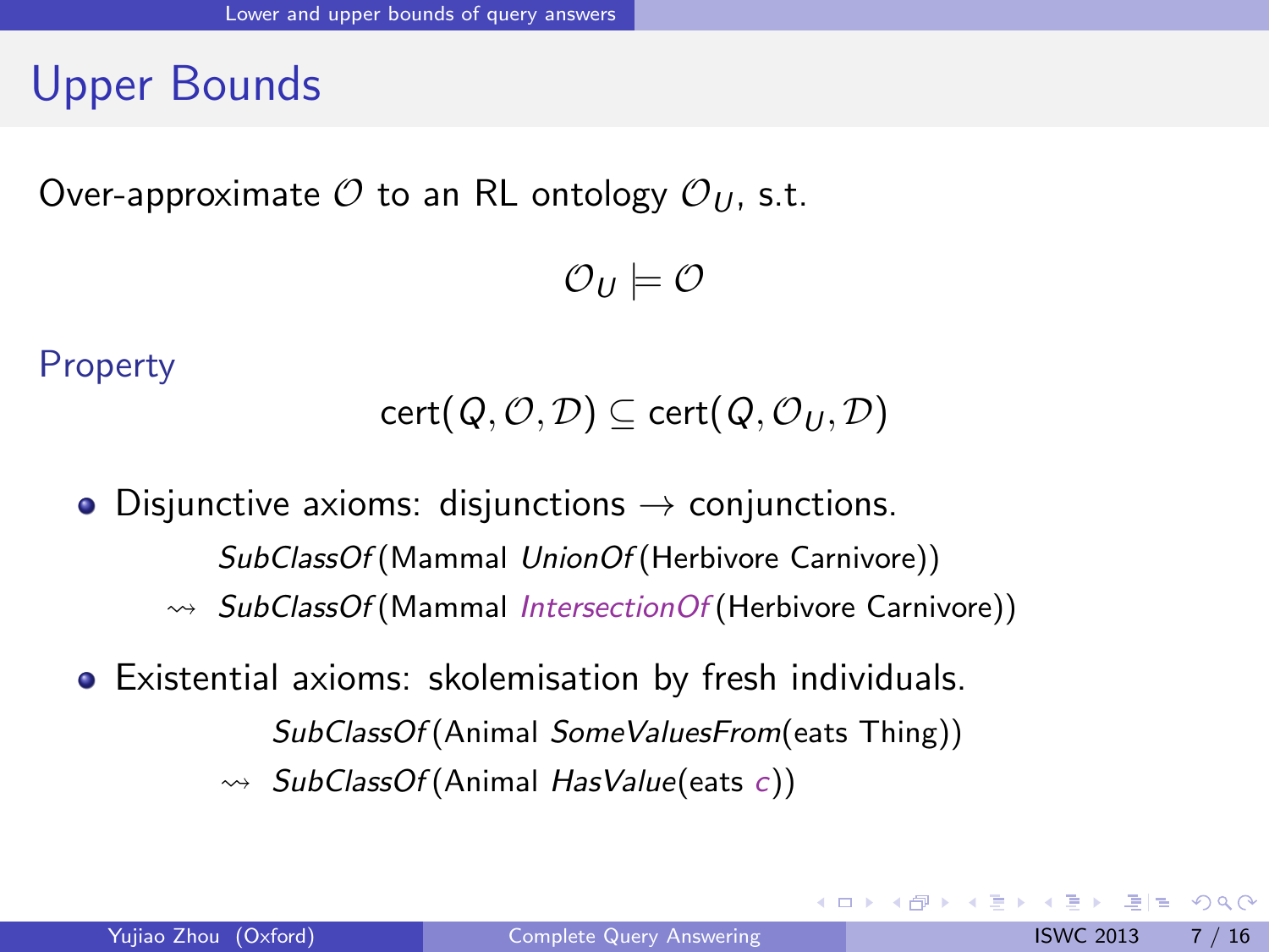# Upper Bounds

Over-approximate $\mathcal{O}$ to an RL ontology $\mathcal{O}_U$, s.t.

$$\mathcal{O}_U \models \mathcal{O}$$

## Property

$$\text{cert}(Q, \mathcal{O}, \mathcal{D}) \subseteq \text{cert}(Q, \mathcal{O}_U, \mathcal{D})$$

- Disjunctive axioms: disjunctions $\rightarrow$ conjunctions.

  *SubClassOf*(Mammal *UnionOf*(Herbivore Carnivore))

  $\rightsquigarrow$ *SubClassOf*(Mammal *IntersectionOf*(Herbivore Carnivore))

- Existential axioms: skolemisation by fresh individuals.

  *SubClassOf*(Animal *SomeValuesFrom*(eats Thing))

  $\rightsquigarrow$ *SubClassOf*(Animal *HasValue*(eats $c$))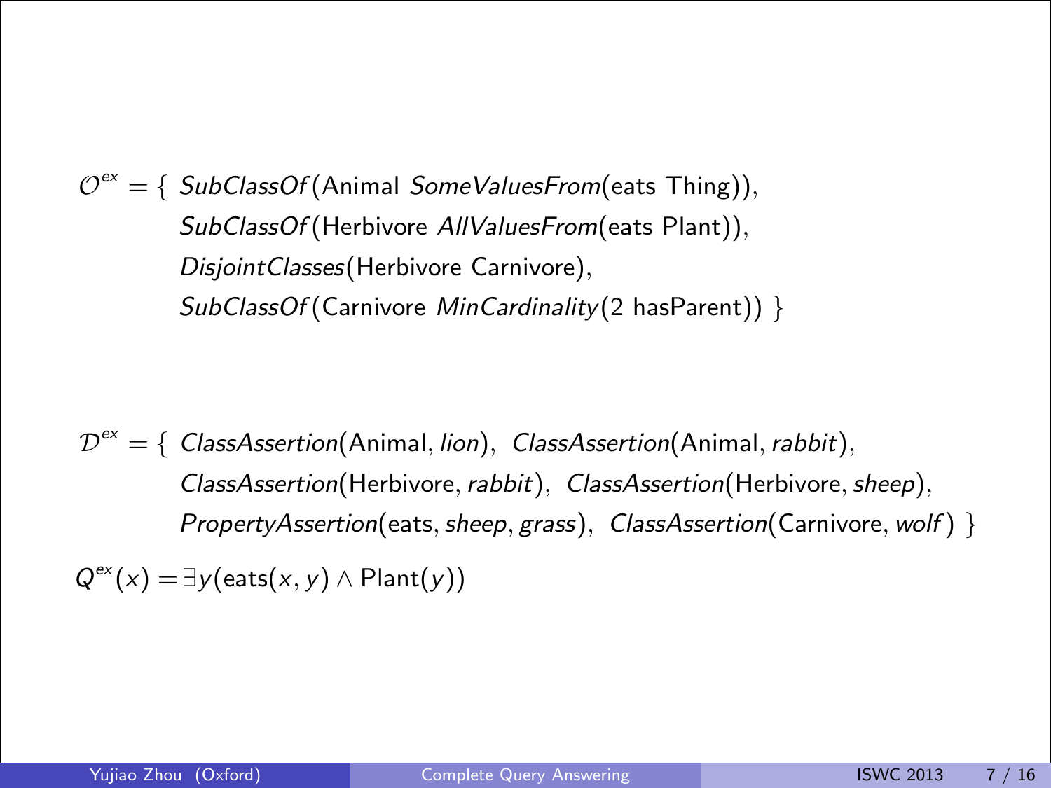$$\mathcal{O}^{ex} = \{ \; \textit{SubClassOf}(\text{Animal } \textit{SomeValuesFrom}(\text{eats Thing})),$$
$$\textit{SubClassOf}(\text{Herbivore } \textit{AllValuesFrom}(\text{eats Plant})),$$
$$\textit{DisjointClasses}(\text{Herbivore Carnivore}),$$
$$\textit{SubClassOf}(\text{Carnivore } \textit{MinCardinality}(2 \text{ hasParent})) \; \}$$

$$\mathcal{D}^{ex} = \{ \; \textit{ClassAssertion}(\text{Animal}, \textit{lion}), \; \textit{ClassAssertion}(\text{Animal}, \textit{rabbit}),$$
$$\textit{ClassAssertion}(\text{Herbivore}, \textit{rabbit}), \; \textit{ClassAssertion}(\text{Herbivore}, \textit{sheep}),$$
$$\textit{PropertyAssertion}(\text{eats}, \textit{sheep}, \textit{grass}), \; \textit{ClassAssertion}(\text{Carnivore}, \textit{wolf}) \; \}$$

$$Q^{ex}(x) = \exists y(\text{eats}(x, y) \wedge \text{Plant}(y))$$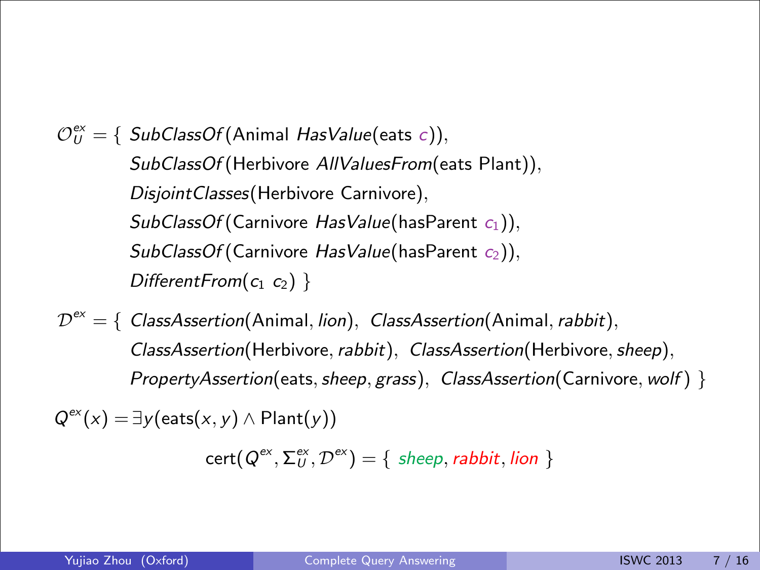$\mathcal{O}_U^{ex} = \{$ *SubClassOf*(Animal *HasValue*(eats $c$)),
*SubClassOf*(Herbivore *AllValuesFrom*(eats Plant)),
*DisjointClasses*(Herbivore Carnivore),
*SubClassOf*(Carnivore *HasValue*(hasParent $c_1$)),
*SubClassOf*(Carnivore *HasValue*(hasParent $c_2$)),
*DifferentFrom*($c_1$ $c_2$) $\}$

$\mathcal{D}^{ex} = \{$ *ClassAssertion*(Animal, *lion*), *ClassAssertion*(Animal, *rabbit*),
*ClassAssertion*(Herbivore, *rabbit*), *ClassAssertion*(Herbivore, *sheep*),
*PropertyAssertion*(eats, *sheep*, *grass*), *ClassAssertion*(Carnivore, *wolf*) $\}$

$Q^{ex}(x) = \exists y(\text{eats}(x, y) \wedge \text{Plant}(y))$

$$\text{cert}(Q^{ex}, \Sigma_U^{ex}, \mathcal{D}^{ex}) = \{ \textit{sheep}, \textit{rabbit}, \textit{lion} \}$$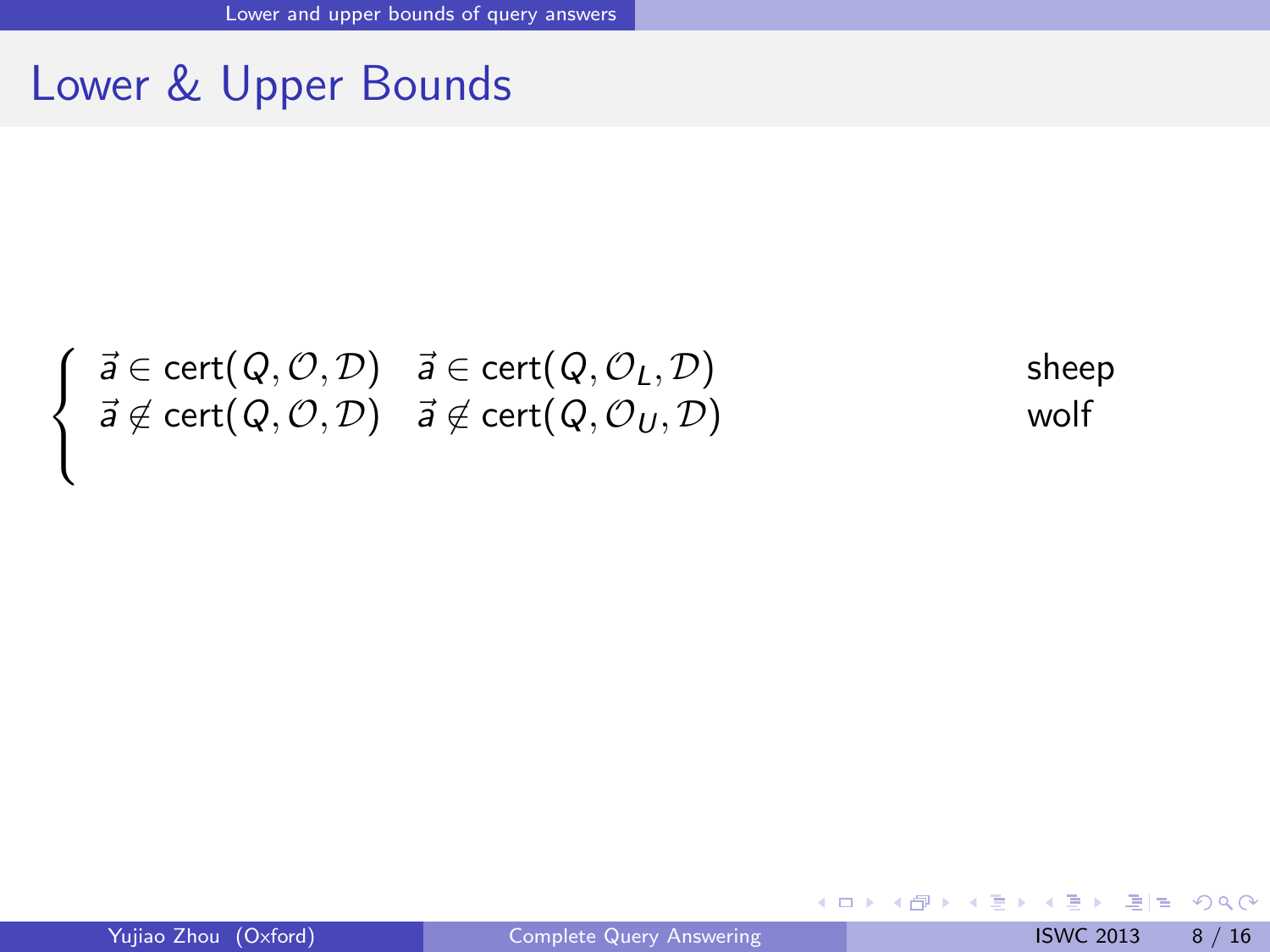# Lower & Upper Bounds

$$
\begin{cases}
\vec{a} \in \mathsf{cert}(Q, \mathcal{O}, \mathcal{D}) & \vec{a} \in \mathsf{cert}(Q, \mathcal{O}_L, \mathcal{D}) \\
\vec{a} \notin \mathsf{cert}(Q, \mathcal{O}, \mathcal{D}) & \vec{a} \notin \mathsf{cert}(Q, \mathcal{O}_U, \mathcal{D}) \\
&
\end{cases}
$$

sheep

wolf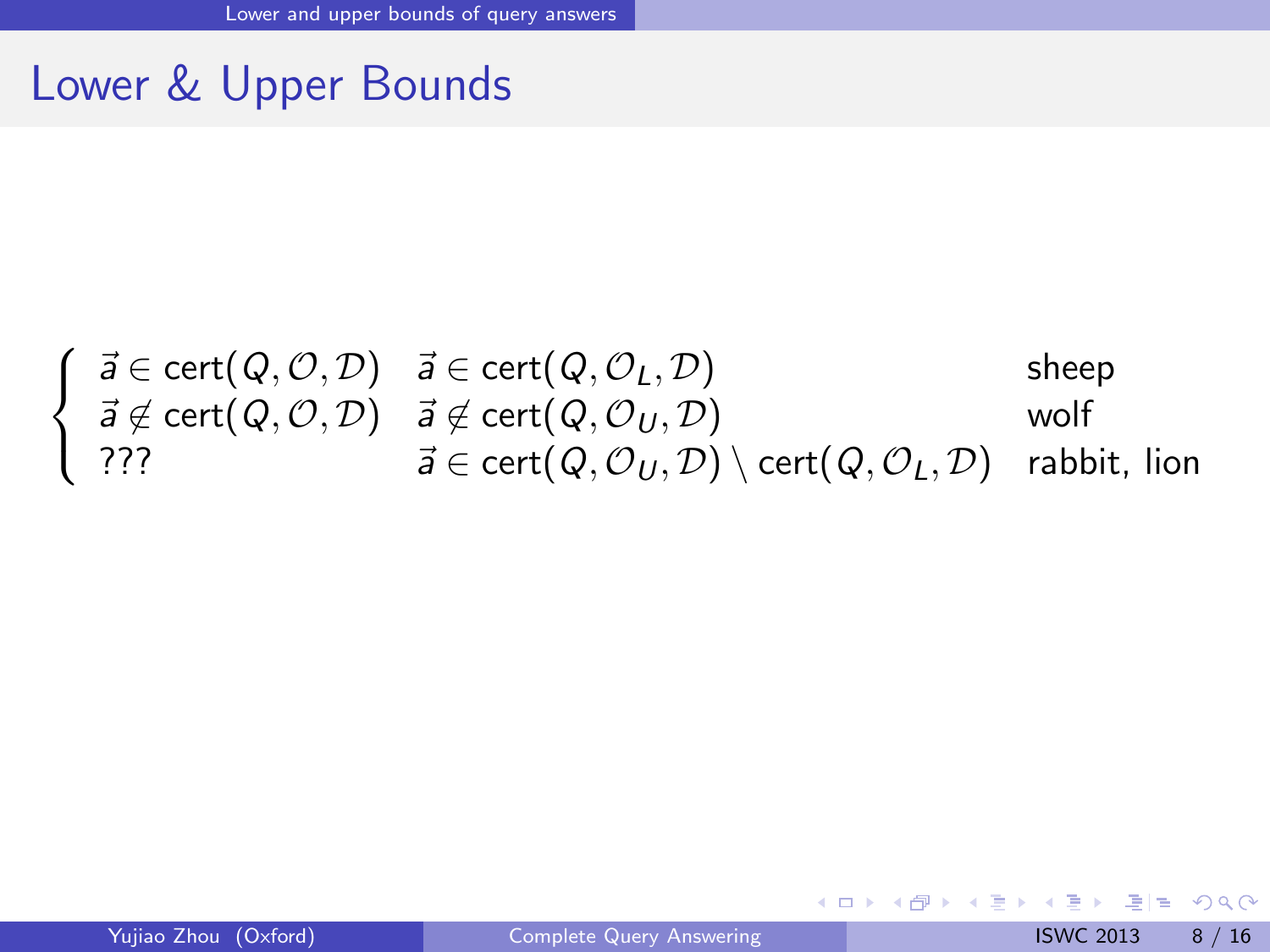# Lower & Upper Bounds

$$\begin{cases} \vec{a} \in \mathsf{cert}(Q, \mathcal{O}, \mathcal{D}) & \vec{a} \in \mathsf{cert}(Q, \mathcal{O}_L, \mathcal{D}) & \text{sheep} \\ \vec{a} \notin \mathsf{cert}(Q, \mathcal{O}, \mathcal{D}) & \vec{a} \notin \mathsf{cert}(Q, \mathcal{O}_U, \mathcal{D}) & \text{wolf} \\ ??? & \vec{a} \in \mathsf{cert}(Q, \mathcal{O}_U, \mathcal{D}) \setminus \mathsf{cert}(Q, \mathcal{O}_L, \mathcal{D}) & \text{rabbit, lion} \end{cases}$$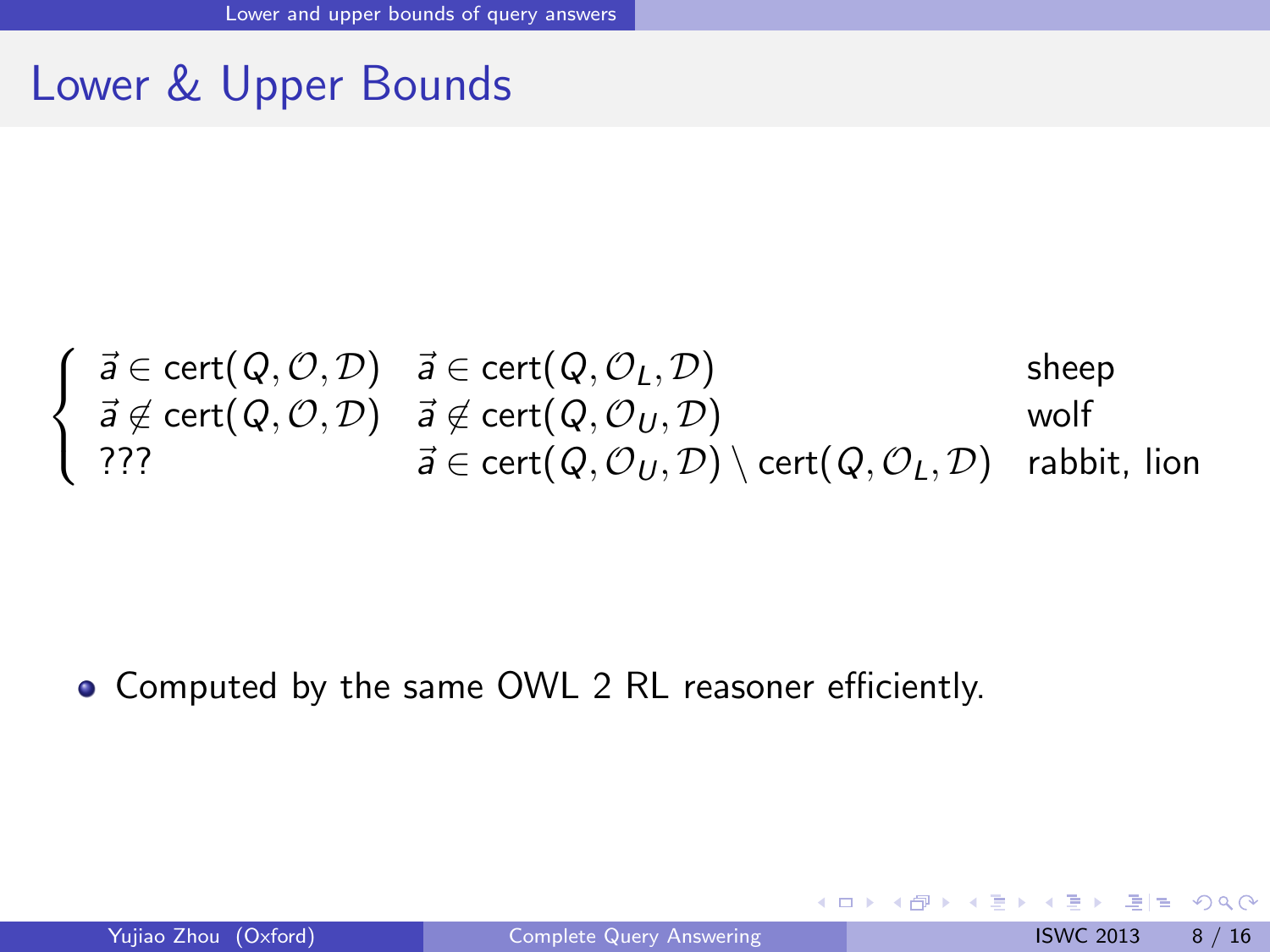# Lower & Upper Bounds

$$
\begin{cases}
\vec{a} \in \text{cert}(Q, \mathcal{O}, \mathcal{D}) & \vec{a} \in \text{cert}(Q, \mathcal{O}_L, \mathcal{D}) & \text{sheep} \\
\vec{a} \notin \text{cert}(Q, \mathcal{O}, \mathcal{D}) & \vec{a} \notin \text{cert}(Q, \mathcal{O}_U, \mathcal{D}) & \text{wolf} \\
??? & \vec{a} \in \text{cert}(Q, \mathcal{O}_U, \mathcal{D}) \setminus \text{cert}(Q, \mathcal{O}_L, \mathcal{D}) & \text{rabbit, lion}
\end{cases}
$$

- Computed by the same OWL 2 RL reasoner efficiently.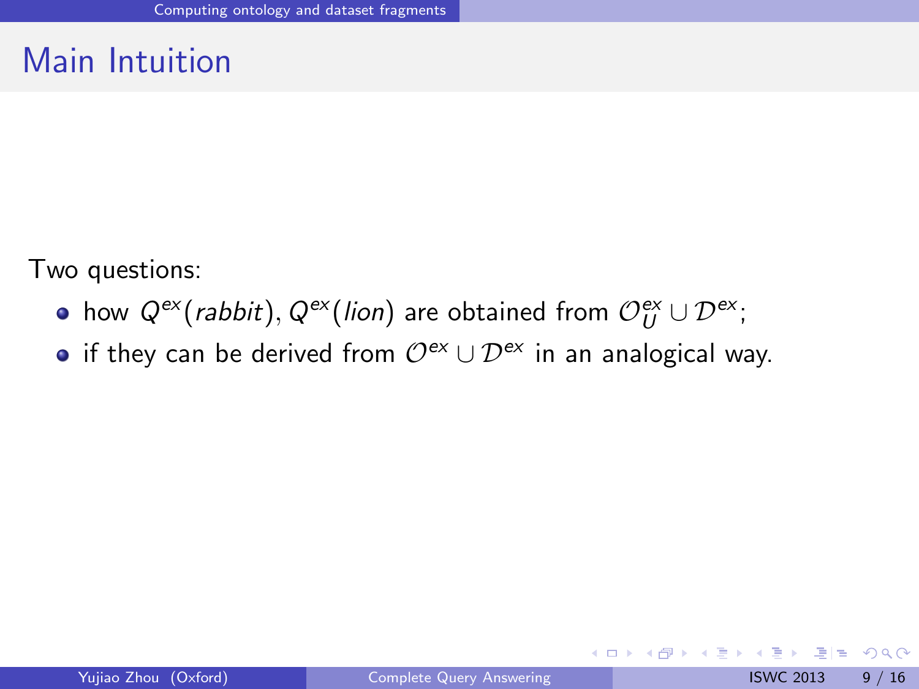## Main Intuition

Two questions:

- how $Q^{ex}(rabbit), Q^{ex}(lion)$ are obtained from $\mathcal{O}^{ex}_{U} \cup \mathcal{D}^{ex}$;
- if they can be derived from $\mathcal{O}^{ex} \cup \mathcal{D}^{ex}$ in an analogical way.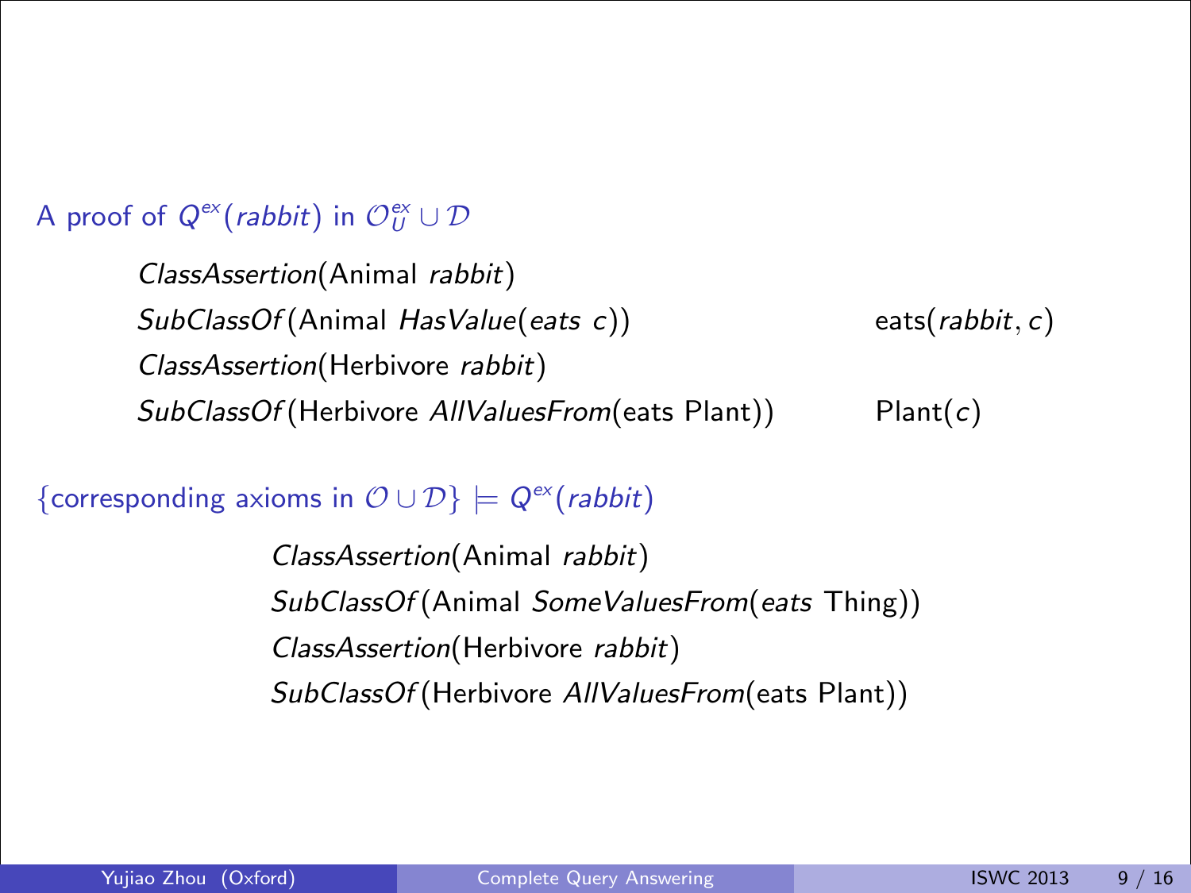A proof of $Q^{ex}(\textit{rabbit})$ in $\mathcal{O}^{ex}_{U} \cup \mathcal{D}$

| | |
|---|---|
| *ClassAssertion*(Animal *rabbit*) | |
| *SubClassOf*(Animal *HasValue*(*eats c*)) | eats(*rabbit*, *c*) |
| *ClassAssertion*(Herbivore *rabbit*) | |
| *SubClassOf*(Herbivore *AllValuesFrom*(eats Plant)) | Plant(*c*) |

$\{$corresponding axioms in $\mathcal{O} \cup \mathcal{D}\} \models Q^{ex}(\textit{rabbit})$

*ClassAssertion*(Animal *rabbit*)
*SubClassOf*(Animal *SomeValuesFrom*(*eats* Thing))
*ClassAssertion*(Herbivore *rabbit*)
*SubClassOf*(Herbivore *AllValuesFrom*(eats Plant))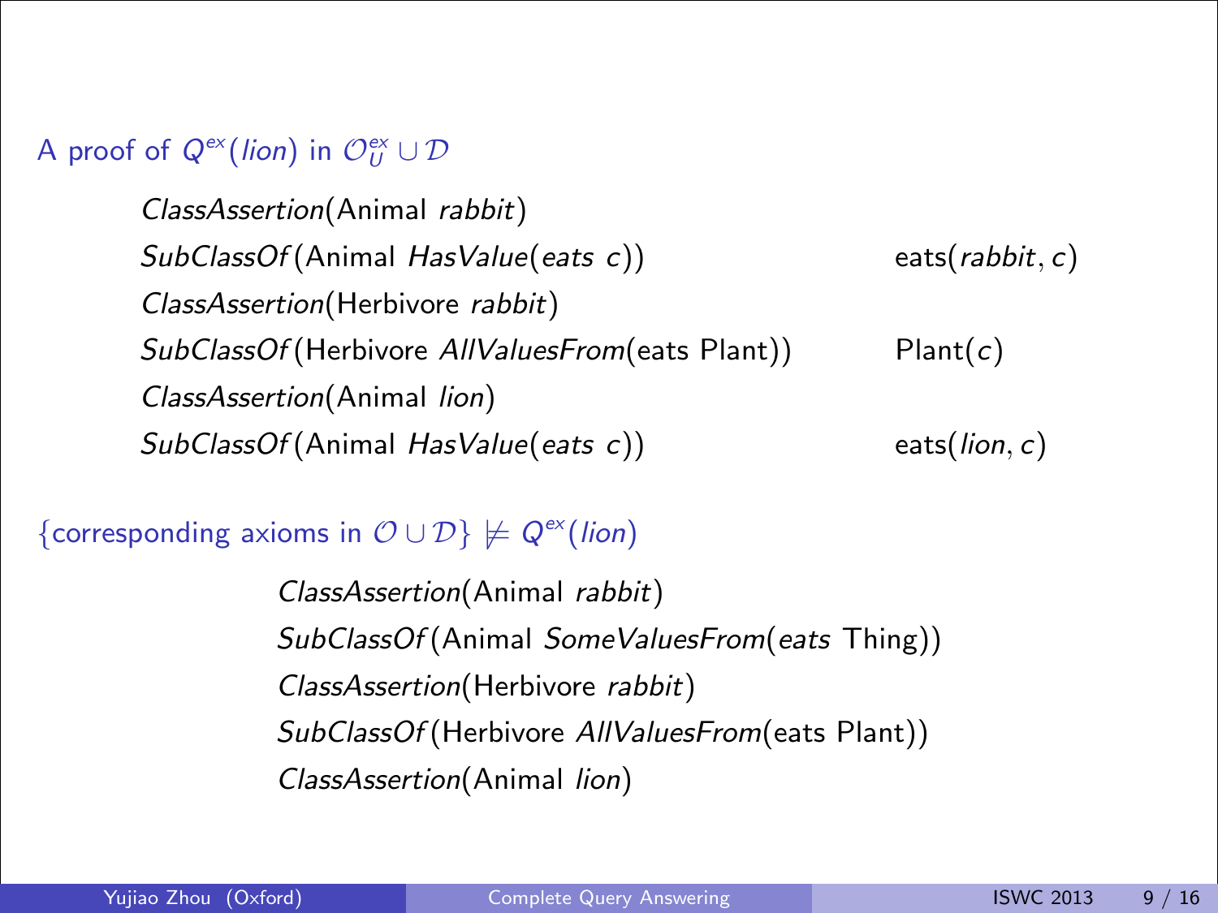A proof of $Q^{ex}(lion)$ in $\mathcal{O}_U^{ex} \cup \mathcal{D}$

| | |
|---|---|
| *ClassAssertion*(Animal *rabbit*) | |
| *SubClassOf*(Animal *HasValue*(*eats c*)) | eats(*rabbit*, *c*) |
| *ClassAssertion*(Herbivore *rabbit*) | |
| *SubClassOf*(Herbivore *AllValuesFrom*(eats Plant)) | Plant(*c*) |
| *ClassAssertion*(Animal *lion*) | |
| *SubClassOf*(Animal *HasValue*(*eats c*)) | eats(*lion*, *c*) |

{corresponding axioms in $\mathcal{O} \cup \mathcal{D}$} $\not\models Q^{ex}(lion)$

*ClassAssertion*(Animal *rabbit*)
*SubClassOf*(Animal *SomeValuesFrom*(*eats* Thing))
*ClassAssertion*(Herbivore *rabbit*)
*SubClassOf*(Herbivore *AllValuesFrom*(eats Plant))
*ClassAssertion*(Animal *lion*)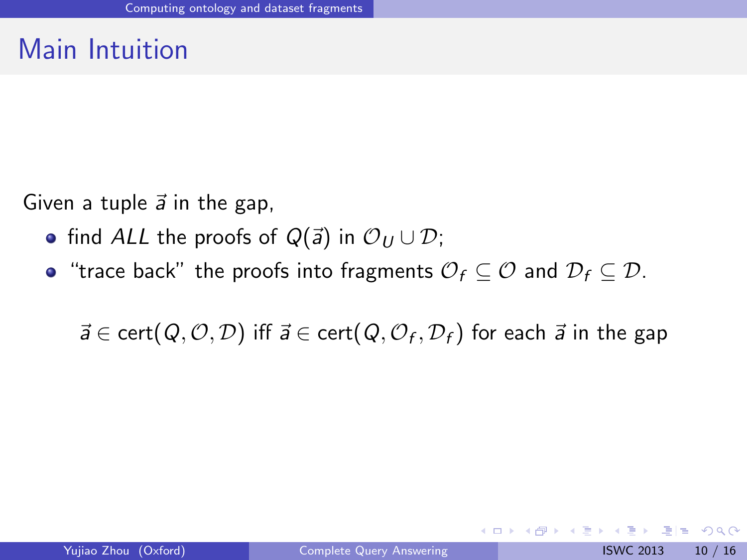# Main Intuition

Given a tuple $\vec{a}$ in the gap,

- find *ALL* the proofs of $Q(\vec{a})$ in $\mathcal{O}_U \cup \mathcal{D}$;
- "trace back" the proofs into fragments $\mathcal{O}_f \subseteq \mathcal{O}$ and $\mathcal{D}_f \subseteq \mathcal{D}$.

$$\vec{a} \in \text{cert}(Q, \mathcal{O}, \mathcal{D}) \text{ iff } \vec{a} \in \text{cert}(Q, \mathcal{O}_f, \mathcal{D}_f) \text{ for each } \vec{a} \text{ in the gap}$$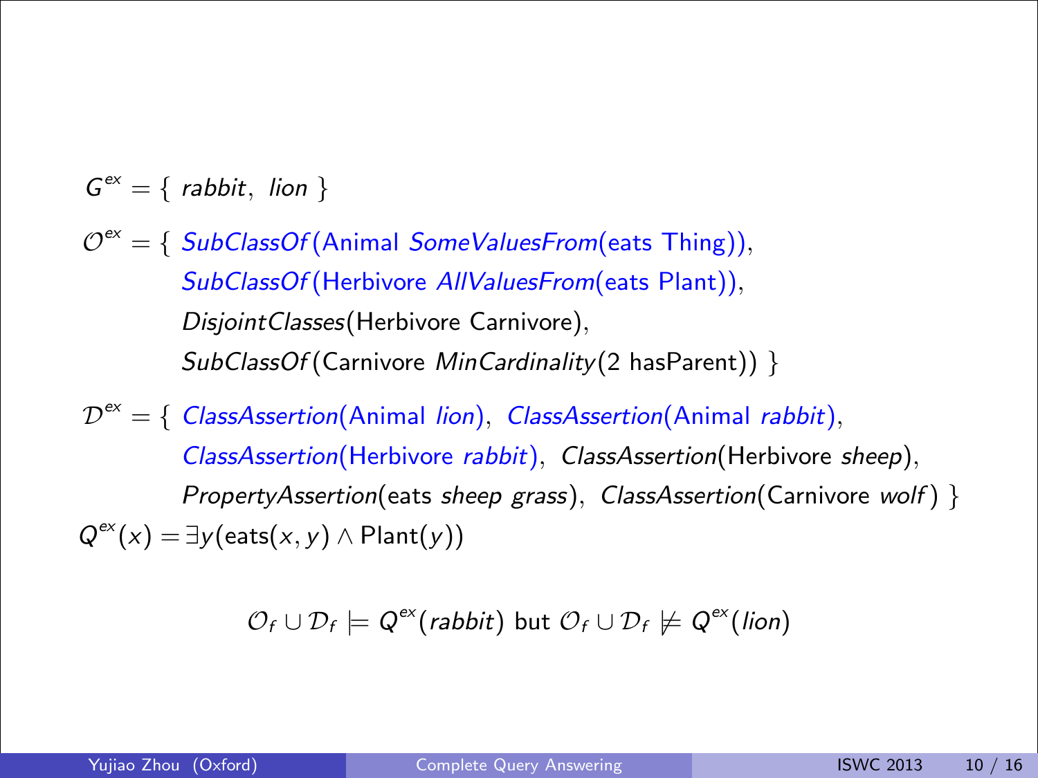$G^{ex} = \{$ *rabbit*, *lion* $\}$

$\mathcal{O}^{ex} = \{$ *SubClassOf*(Animal *SomeValuesFrom*(eats Thing)),
*SubClassOf*(Herbivore *AllValuesFrom*(eats Plant)),
*DisjointClasses*(Herbivore Carnivore),
*SubClassOf*(Carnivore *MinCardinality*(2 hasParent)) $\}$

$\mathcal{D}^{ex} = \{$ *ClassAssertion*(Animal *lion*), *ClassAssertion*(Animal *rabbit*),
*ClassAssertion*(Herbivore *rabbit*), *ClassAssertion*(Herbivore *sheep*),
*PropertyAssertion*(eats *sheep grass*), *ClassAssertion*(Carnivore *wolf*) $\}$

$Q^{ex}(x) = \exists y(\text{eats}(x, y) \wedge \text{Plant}(y))$

$$\mathcal{O}_f \cup \mathcal{D}_f \models Q^{ex}(rabbit) \text{ but } \mathcal{O}_f \cup \mathcal{D}_f \not\models Q^{ex}(lion)$$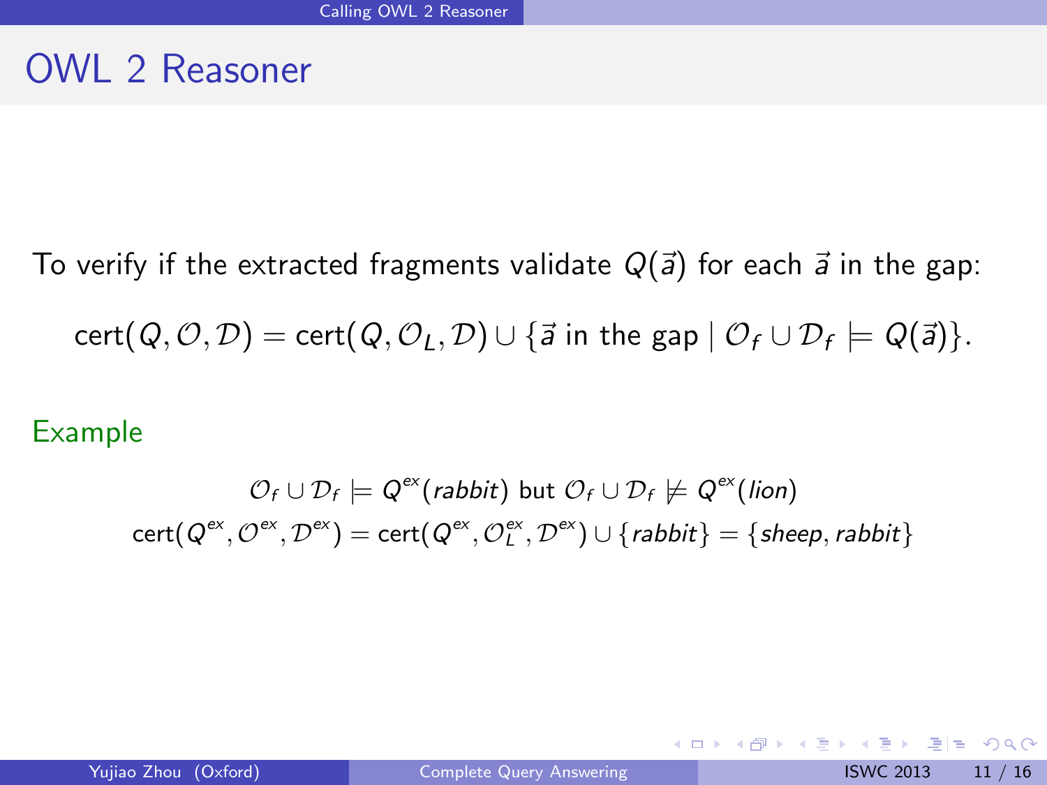# OWL 2 Reasoner

To verify if the extracted fragments validate $Q(\vec{a})$ for each $\vec{a}$ in the gap:

$$\mathrm{cert}(Q, \mathcal{O}, \mathcal{D}) = \mathrm{cert}(Q, \mathcal{O}_L, \mathcal{D}) \cup \{\vec{a} \text{ in the gap} \mid \mathcal{O}_f \cup \mathcal{D}_f \models Q(\vec{a})\}.$$

Example

$$\mathcal{O}_f \cup \mathcal{D}_f \models Q^{ex}(\mathit{rabbit}) \text{ but } \mathcal{O}_f \cup \mathcal{D}_f \not\models Q^{ex}(\mathit{lion})$$

$$\mathrm{cert}(Q^{ex}, \mathcal{O}^{ex}, \mathcal{D}^{ex}) = \mathrm{cert}(Q^{ex}, \mathcal{O}_L^{ex}, \mathcal{D}^{ex}) \cup \{\mathit{rabbit}\} = \{\mathit{sheep}, \mathit{rabbit}\}$$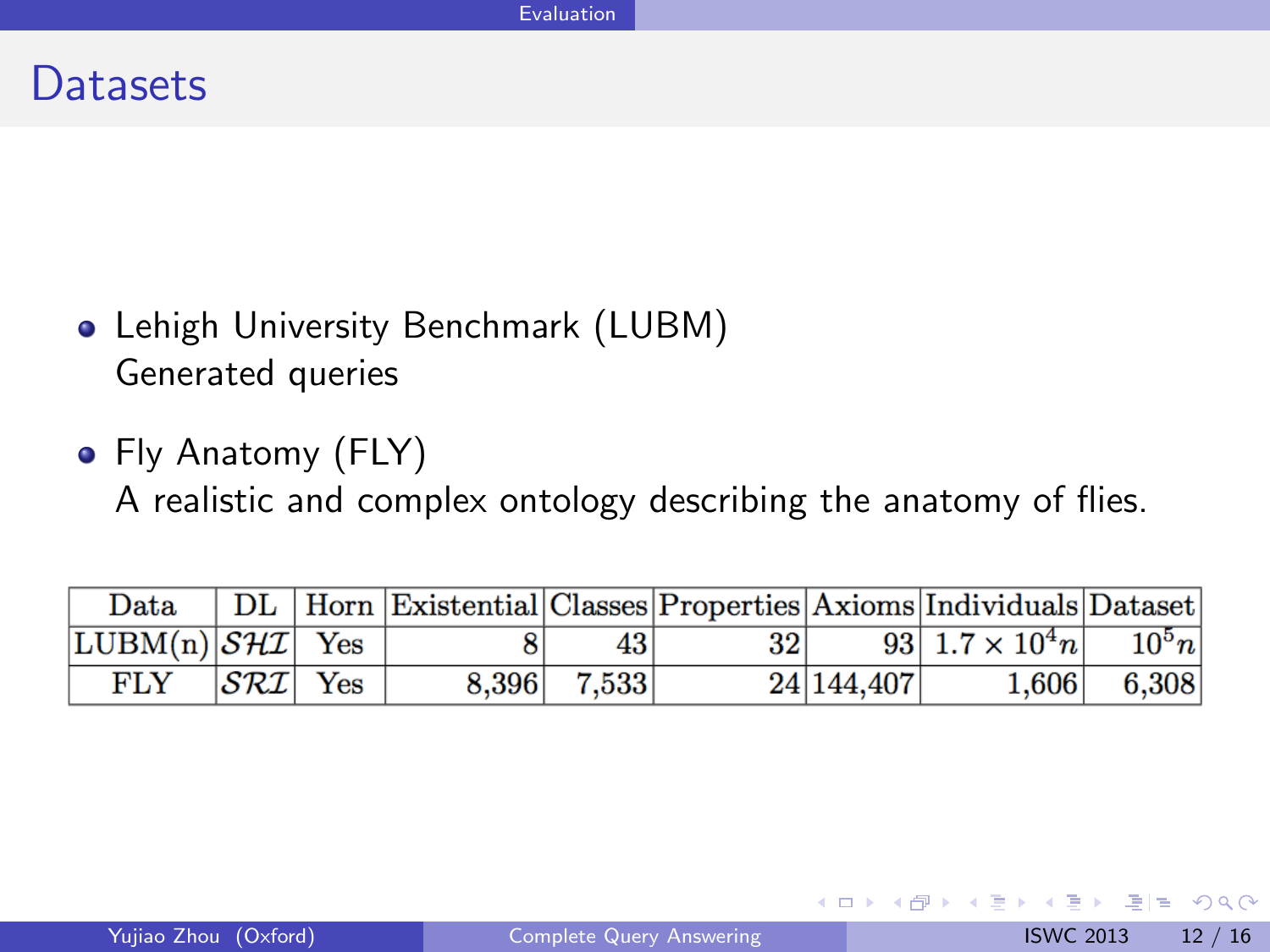# Datasets

- Lehigh University Benchmark (LUBM)
  Generated queries
- Fly Anatomy (FLY)
  A realistic and complex ontology describing the anatomy of flies.

| Data | DL | Horn | Existential | Classes | Properties | Axioms | Individuals | Dataset |
|---|---|---|---|---|---|---|---|---|
| LUBM(n) | $\mathcal{SHI}$ | Yes | 8 | 43 | 32 | 93 | $1.7 \times 10^4 n$ | $10^5 n$ |
| FLY | $\mathcal{SRI}$ | Yes | 8,396 | 7,533 | 24 | 144,407 | 1,606 | 6,308 |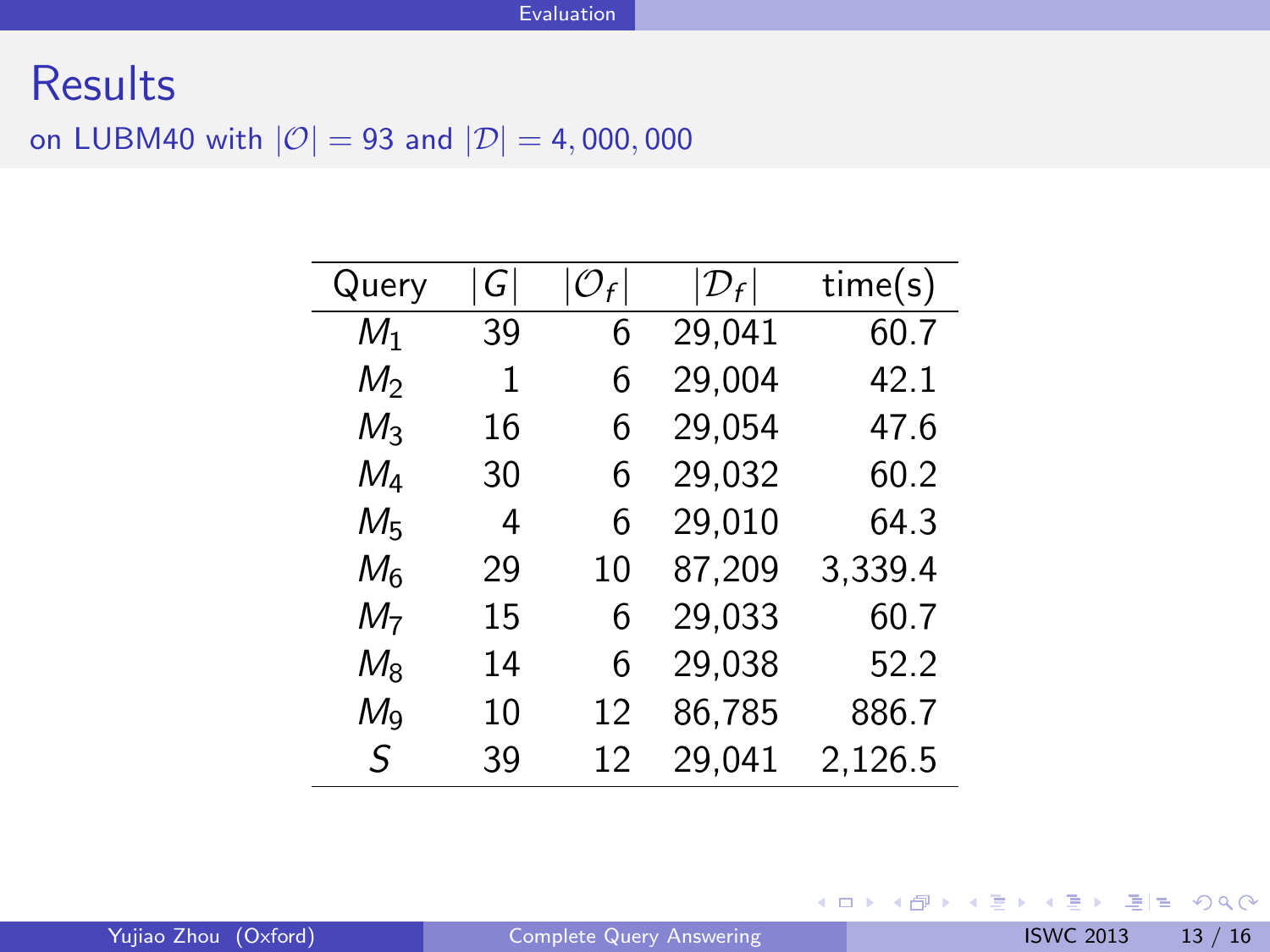# Results

on LUBM40 with $|\mathcal{O}| = 93$ and $|\mathcal{D}| = 4,000,000$

| Query | $\|G\|$ | $\|\mathcal{O}_f\|$ | $\|\mathcal{D}_f\|$ | time(s) |
|---|---|---|---|---|
| $M_1$ | 39 | 6 | 29,041 | 60.7 |
| $M_2$ | 1 | 6 | 29,004 | 42.1 |
| $M_3$ | 16 | 6 | 29,054 | 47.6 |
| $M_4$ | 30 | 6 | 29,032 | 60.2 |
| $M_5$ | 4 | 6 | 29,010 | 64.3 |
| $M_6$ | 29 | 10 | 87,209 | 3,339.4 |
| $M_7$ | 15 | 6 | 29,033 | 60.7 |
| $M_8$ | 14 | 6 | 29,038 | 52.2 |
| $M_9$ | 10 | 12 | 86,785 | 886.7 |
| $S$ | 39 | 12 | 29,041 | 2,126.5 |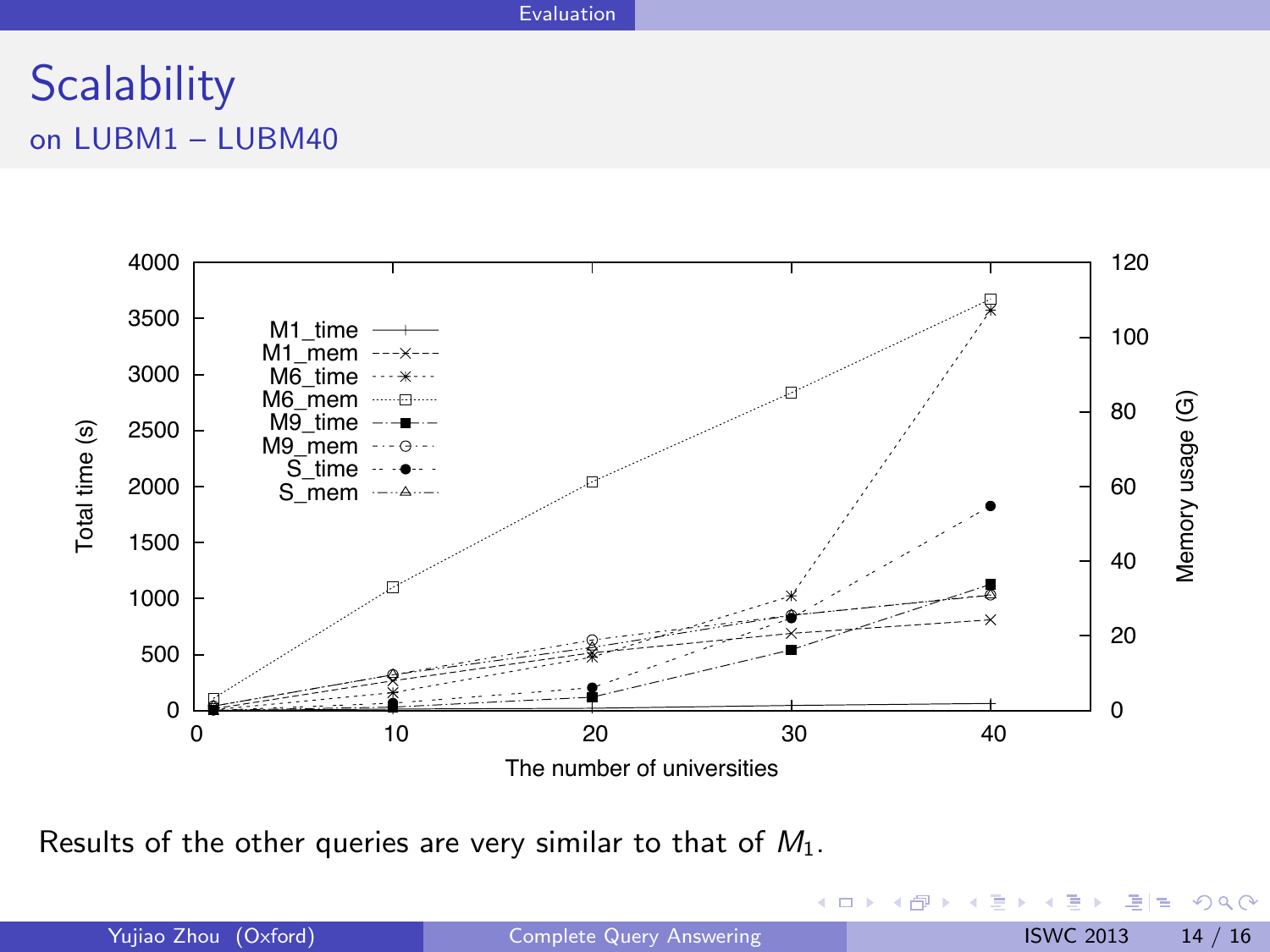# Scalability

## on LUBM1 – LUBM40

Results of the other queries are very similar to that of $M_1$.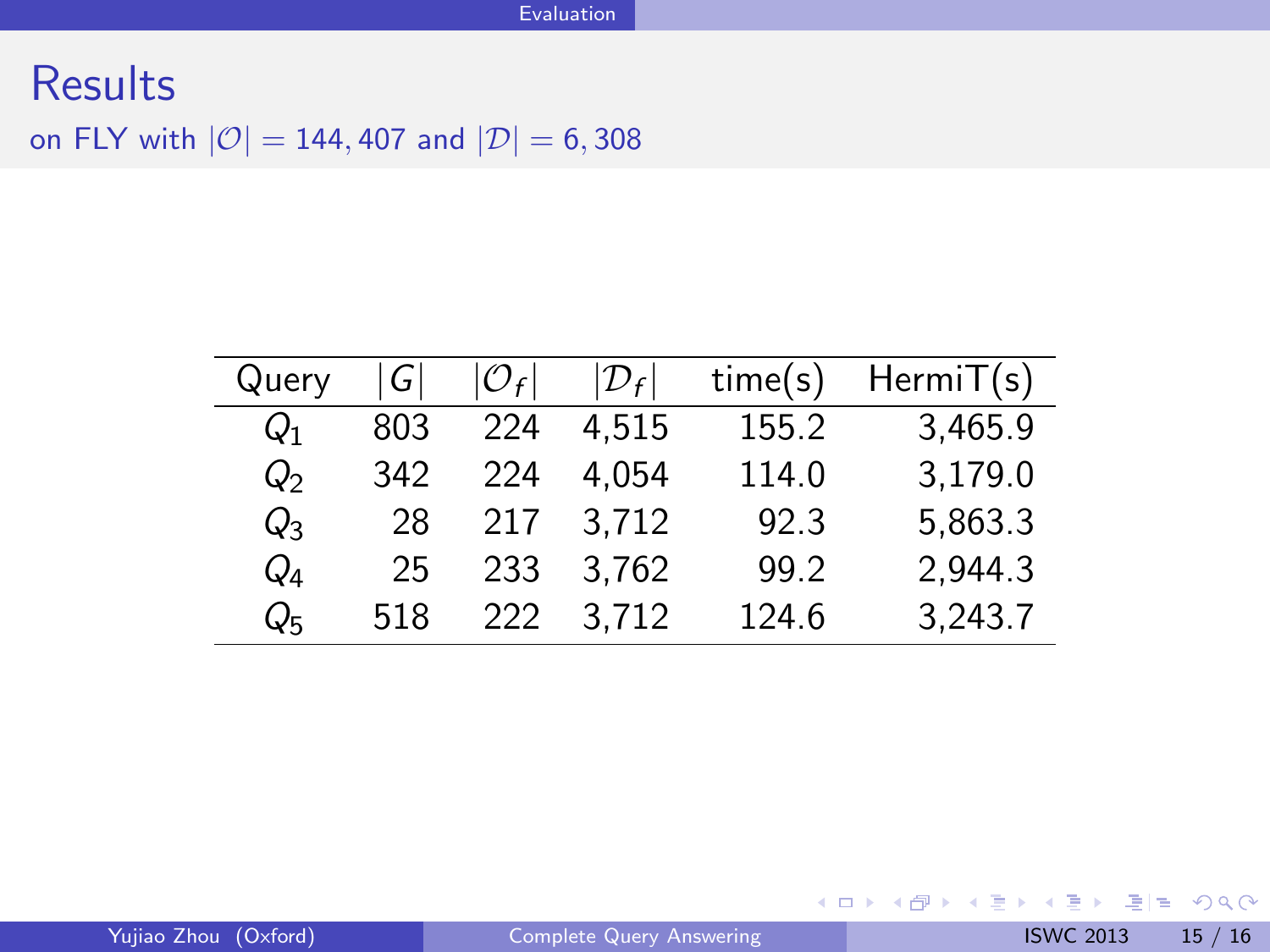# Results

on FLY with $|\mathcal{O}| = 144,407$ and $|\mathcal{D}| = 6,308$

| Query | $\lvert G \rvert$ | $\lvert \mathcal{O}_f \rvert$ | $\lvert \mathcal{D}_f \rvert$ | time(s) | HermiT(s) |
|---|---|---|---|---|---|
| $Q_1$ | 803 | 224 | 4,515 | 155.2 | 3,465.9 |
| $Q_2$ | 342 | 224 | 4,054 | 114.0 | 3,179.0 |
| $Q_3$ | 28 | 217 | 3,712 | 92.3 | 5,863.3 |
| $Q_4$ | 25 | 233 | 3,762 | 99.2 | 2,944.3 |
| $Q_5$ | 518 | 222 | 3,712 | 124.6 | 3,243.7 |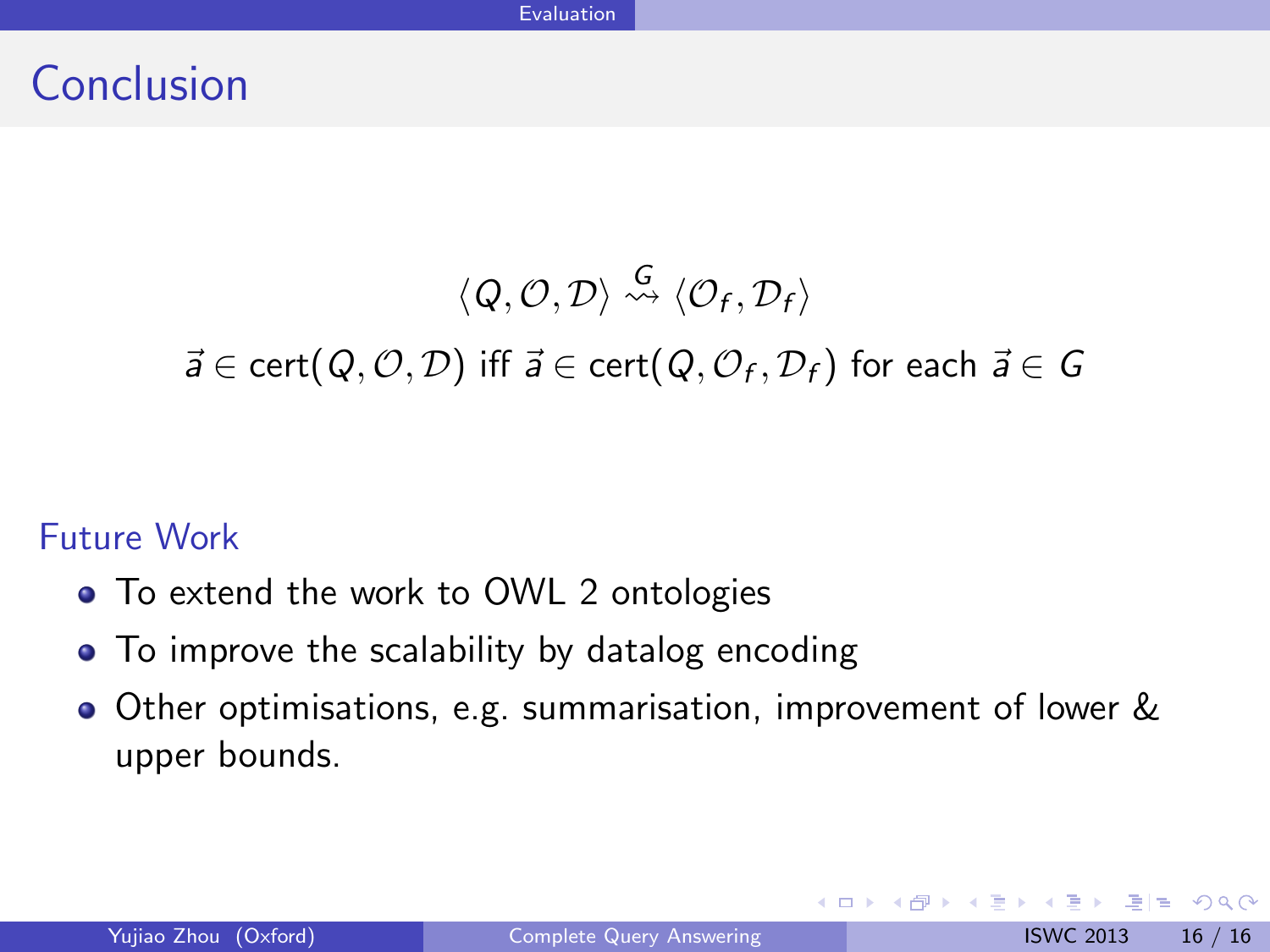# Conclusion

$$\langle Q, \mathcal{O}, \mathcal{D} \rangle \overset{G}{\rightsquigarrow} \langle \mathcal{O}_f, \mathcal{D}_f \rangle$$

$$\vec{a} \in \text{cert}(Q, \mathcal{O}, \mathcal{D}) \text{ iff } \vec{a} \in \text{cert}(Q, \mathcal{O}_f, \mathcal{D}_f) \text{ for each } \vec{a} \in G$$

## Future Work

- To extend the work to OWL 2 ontologies
- To improve the scalability by datalog encoding
- Other optimisations, e.g. summarisation, improvement of lower & upper bounds.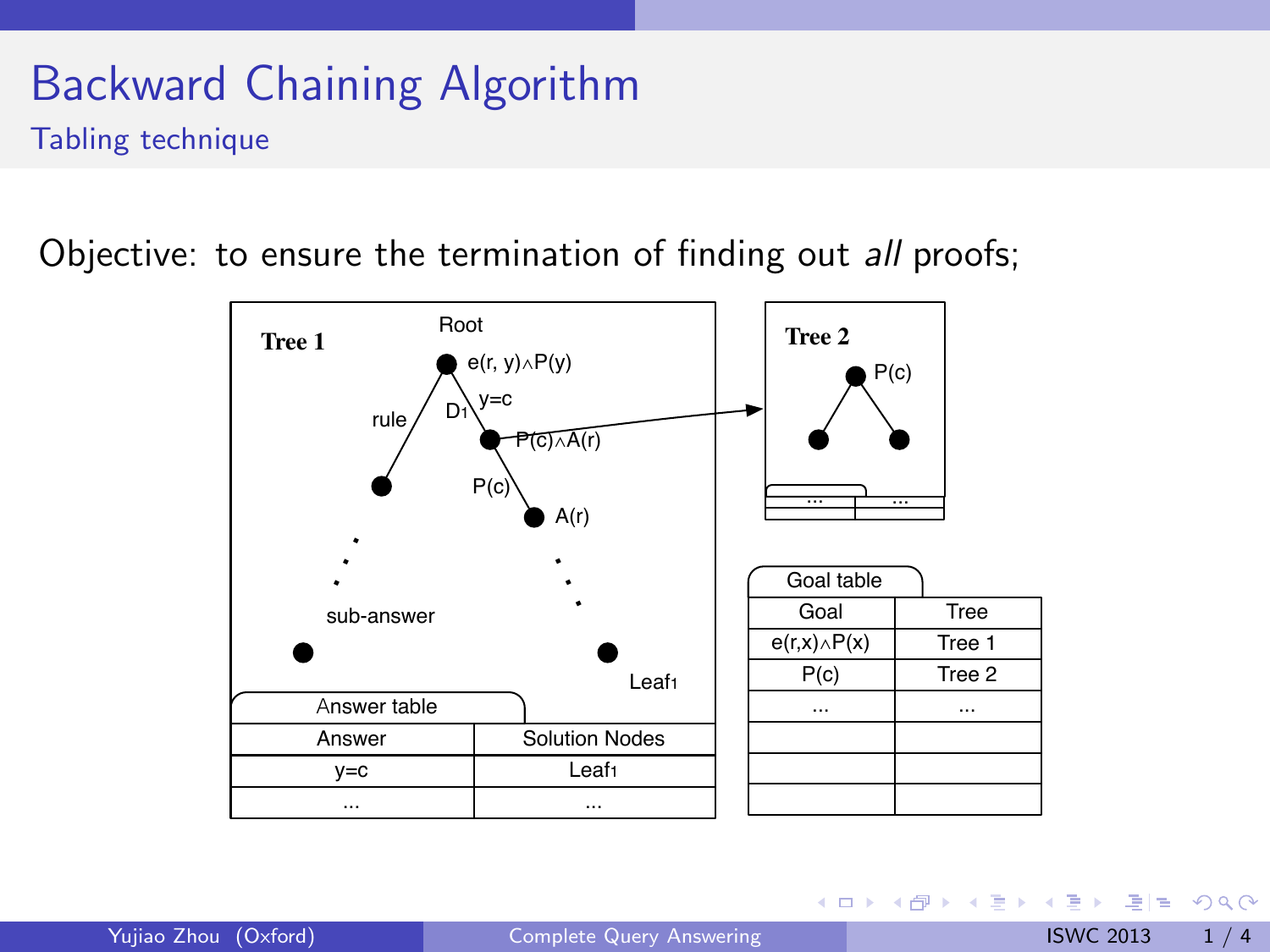# Backward Chaining Algorithm

## Tabling technique

Objective: to ensure the termination of finding out *all* proofs;

**Tree 1**

Root: $e(r, y) \wedge P(y)$

rule — sub-answer

$D_1$, $y=c$: $P(c) \wedge A(r)$

$P(c)$: $A(r)$

$Leaf_1$

Answer table

| Answer | Solution Nodes |
|---|---|
| y=c | $Leaf_1$ |
| ... | ... |

**Tree 2**

$P(c)$

| ... | ... |
|---|---|

Goal table

| Goal | Tree |
|---|---|
| $e(r,x) \wedge P(x)$ | Tree 1 |
| P(c) | Tree 2 |
| ... | ... |
| | |
| | |
| | |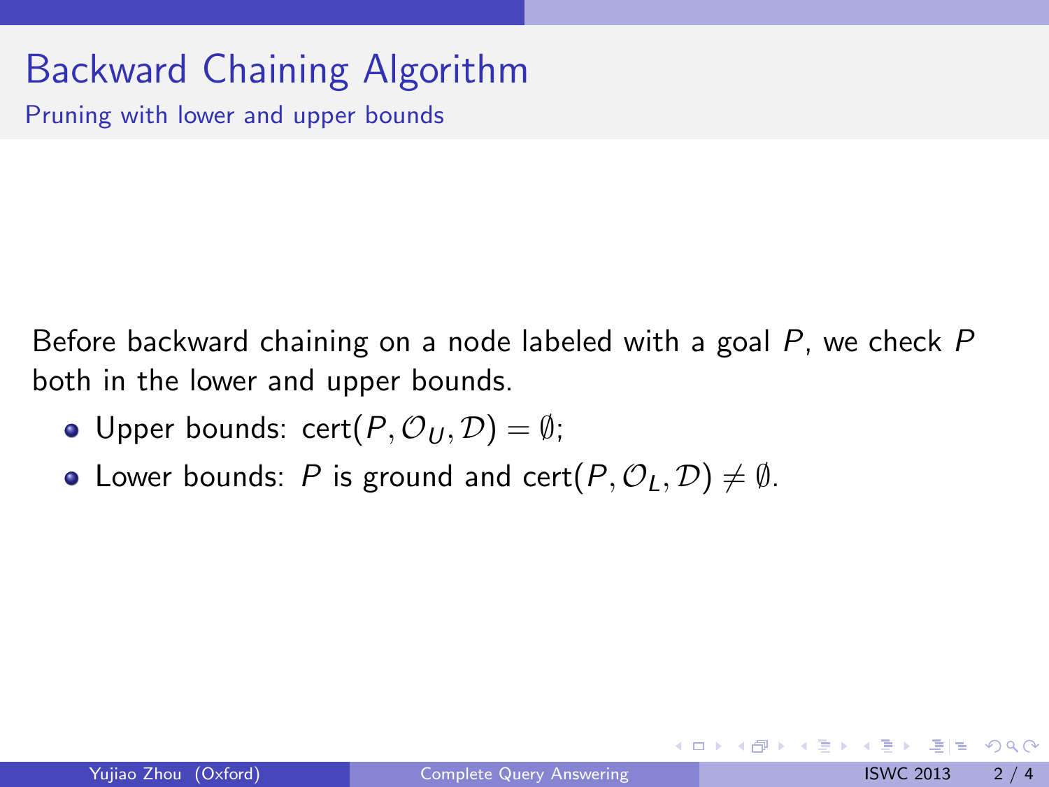# Backward Chaining Algorithm

## Pruning with lower and upper bounds

Before backward chaining on a node labeled with a goal $P$, we check $P$ both in the lower and upper bounds.

- Upper bounds: $\text{cert}(P, \mathcal{O}_U, \mathcal{D}) = \emptyset$;
- Lower bounds: $P$ is ground and $\text{cert}(P, \mathcal{O}_L, \mathcal{D}) \neq \emptyset$.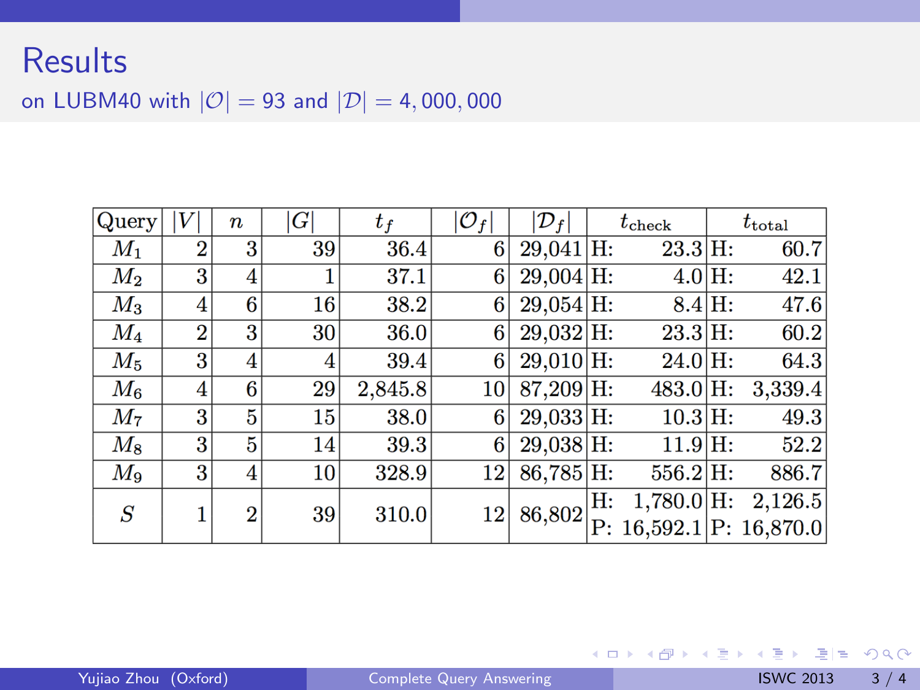# Results

on LUBM40 with $|\mathcal{O}| = 93$ and $|\mathcal{D}| = 4,000,000$

| Query | $\|V\|$ | $n$ | $\|G\|$ | $t_f$ | $\|\mathcal{O}_f\|$ | $\|\mathcal{D}_f\|$ | $t_{\text{check}}$ | $t_{\text{total}}$ |
|---|---|---|---|---|---|---|---|---|
| $M_1$ | 2 | 3 | 39 | 36.4 | 6 | 29,041 | H: 23.3 | H: 60.7 |
| $M_2$ | 3 | 4 | 1 | 37.1 | 6 | 29,004 | H: 4.0 | H: 42.1 |
| $M_3$ | 4 | 6 | 16 | 38.2 | 6 | 29,054 | H: 8.4 | H: 47.6 |
| $M_4$ | 2 | 3 | 30 | 36.0 | 6 | 29,032 | H: 23.3 | H: 60.2 |
| $M_5$ | 3 | 4 | 4 | 39.4 | 6 | 29,010 | H: 24.0 | H: 64.3 |
| $M_6$ | 4 | 6 | 29 | 2,845.8 | 10 | 87,209 | H: 483.0 | H: 3,339.4 |
| $M_7$ | 3 | 5 | 15 | 38.0 | 6 | 29,033 | H: 10.3 | H: 49.3 |
| $M_8$ | 3 | 5 | 14 | 39.3 | 6 | 29,038 | H: 11.9 | H: 52.2 |
| $M_9$ | 3 | 4 | 10 | 328.9 | 12 | 86,785 | H: 556.2 | H: 886.7 |
| $S$ | 1 | 2 | 39 | 310.0 | 12 | 86,802 | H: 1,780.0<br>P: 16,592.1 | H: 2,126.5<br>P: 16,870.0 |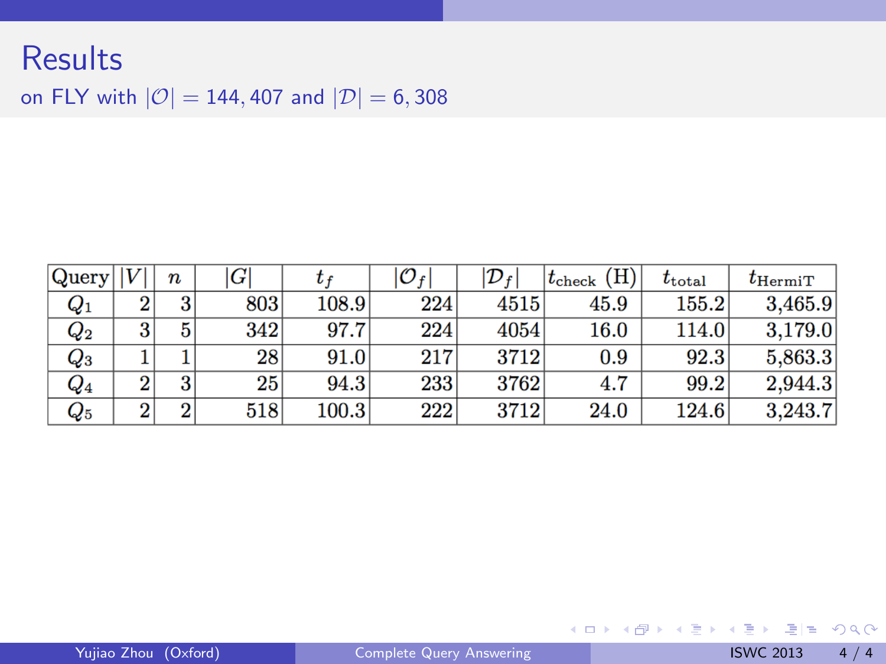# Results

on FLY with $|\mathcal{O}| = 144,407$ and $|\mathcal{D}| = 6,308$

| Query | $\|V\|$ | $n$ | $\|G\|$ | $t_f$ | $\|\mathcal{O}_f\|$ | $\|\mathcal{D}_f\|$ | $t_{\text{check}}$ (H) | $t_{\text{total}}$ | $t_{\text{HermiT}}$ |
|---|---|---|---|---|---|---|---|---|---|
| $Q_1$ | 2 | 3 | 803 | 108.9 | 224 | 4515 | 45.9 | 155.2 | 3,465.9 |
| $Q_2$ | 3 | 5 | 342 | 97.7 | 224 | 4054 | 16.0 | 114.0 | 3,179.0 |
| $Q_3$ | 1 | 1 | 28 | 91.0 | 217 | 3712 | 0.9 | 92.3 | 5,863.3 |
| $Q_4$ | 2 | 3 | 25 | 94.3 | 233 | 3762 | 4.7 | 99.2 | 2,944.3 |
| $Q_5$ | 2 | 2 | 518 | 100.3 | 222 | 3712 | 24.0 | 124.6 | 3,243.7 |